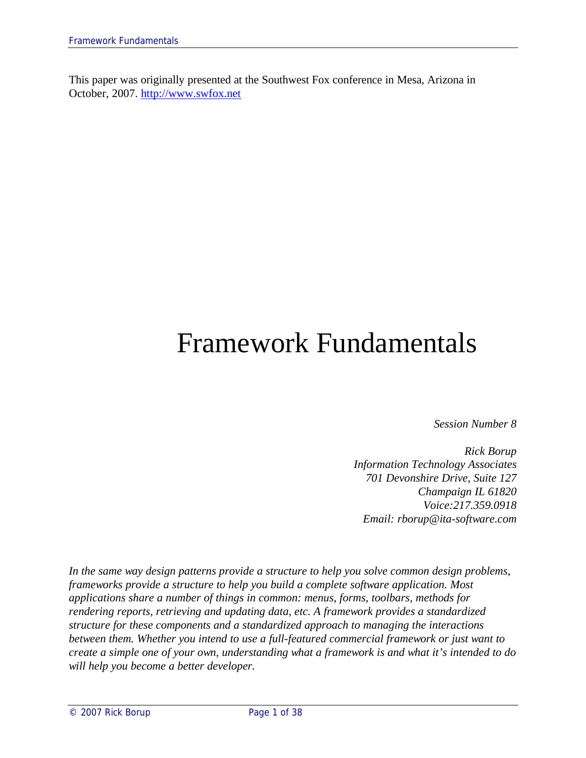This paper was originally presented at the Southwest Fox conference in Mesa, Arizona in October, 2007. [http://www.swfox.net](http://www.swfox.net)

# Framework Fundamentals

*Session Number 8*

*Rick Borup*
*Information Technology Associates*
*701 Devonshire Drive, Suite 127*
*Champaign IL 61820*
*Voice:217.359.0918*
*Email: rborup@ita-software.com*

*In the same way design patterns provide a structure to help you solve common design problems, frameworks provide a structure to help you build a complete software application. Most applications share a number of things in common: menus, forms, toolbars, methods for rendering reports, retrieving and updating data, etc. A framework provides a standardized structure for these components and a standardized approach to managing the interactions between them. Whether you intend to use a full-featured commercial framework or just want to create a simple one of your own, understanding what a framework is and what it's intended to do will help you become a better developer.*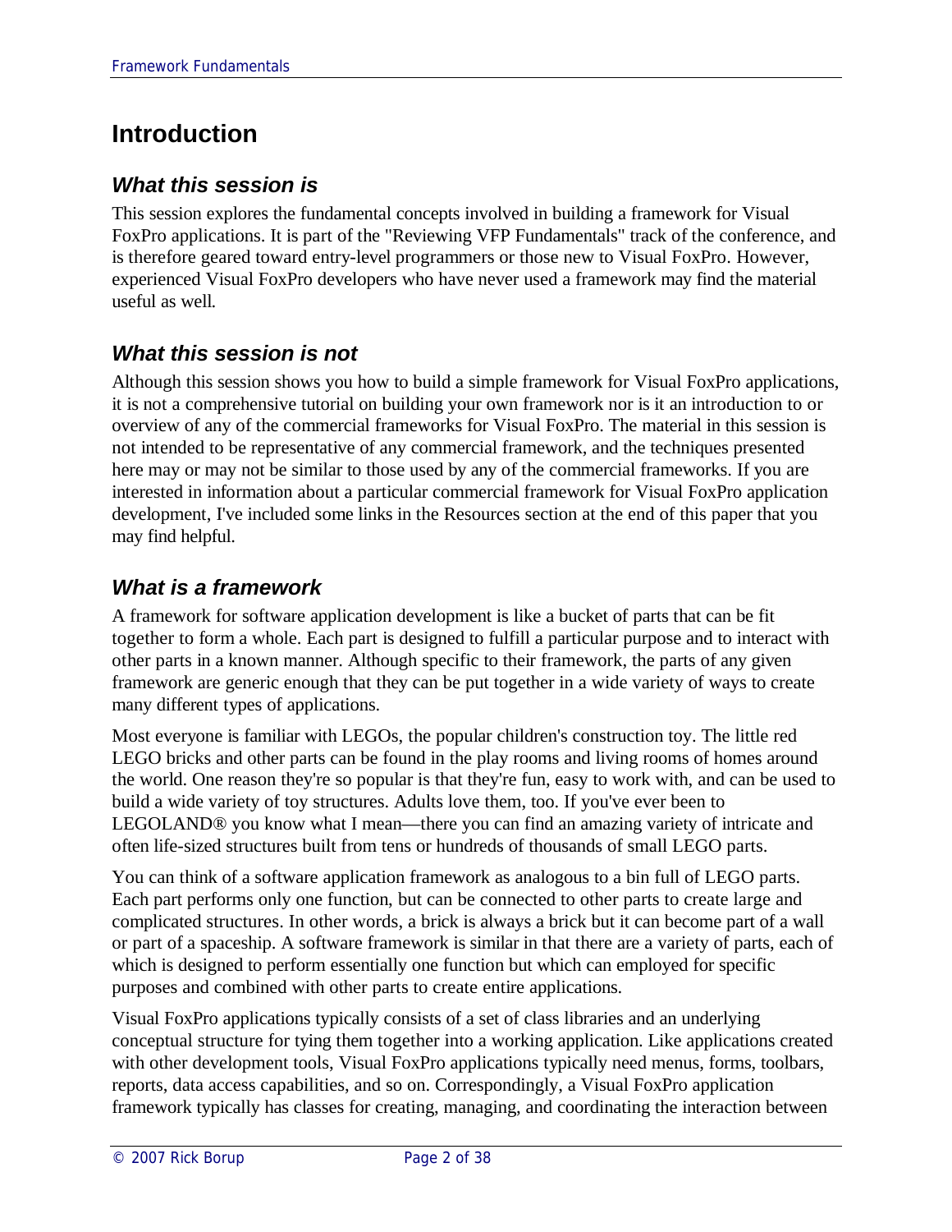# Introduction

## *What this session is*

This session explores the fundamental concepts involved in building a framework for Visual FoxPro applications. It is part of the "Reviewing VFP Fundamentals" track of the conference, and is therefore geared toward entry-level programmers or those new to Visual FoxPro. However, experienced Visual FoxPro developers who have never used a framework may find the material useful as well.

## *What this session is not*

Although this session shows you how to build a simple framework for Visual FoxPro applications, it is not a comprehensive tutorial on building your own framework nor is it an introduction to or overview of any of the commercial frameworks for Visual FoxPro. The material in this session is not intended to be representative of any commercial framework, and the techniques presented here may or may not be similar to those used by any of the commercial frameworks. If you are interested in information about a particular commercial framework for Visual FoxPro application development, I've included some links in the Resources section at the end of this paper that you may find helpful.

## *What is a framework*

A framework for software application development is like a bucket of parts that can be fit together to form a whole. Each part is designed to fulfill a particular purpose and to interact with other parts in a known manner. Although specific to their framework, the parts of any given framework are generic enough that they can be put together in a wide variety of ways to create many different types of applications.

Most everyone is familiar with LEGOs, the popular children's construction toy. The little red LEGO bricks and other parts can be found in the play rooms and living rooms of homes around the world. One reason they're so popular is that they're fun, easy to work with, and can be used to build a wide variety of toy structures. Adults love them, too. If you've ever been to LEGOLAND® you know what I mean—there you can find an amazing variety of intricate and often life-sized structures built from tens or hundreds of thousands of small LEGO parts.

You can think of a software application framework as analogous to a bin full of LEGO parts. Each part performs only one function, but can be connected to other parts to create large and complicated structures. In other words, a brick is always a brick but it can become part of a wall or part of a spaceship. A software framework is similar in that there are a variety of parts, each of which is designed to perform essentially one function but which can employed for specific purposes and combined with other parts to create entire applications.

Visual FoxPro applications typically consists of a set of class libraries and an underlying conceptual structure for tying them together into a working application. Like applications created with other development tools, Visual FoxPro applications typically need menus, forms, toolbars, reports, data access capabilities, and so on. Correspondingly, a Visual FoxPro application framework typically has classes for creating, managing, and coordinating the interaction between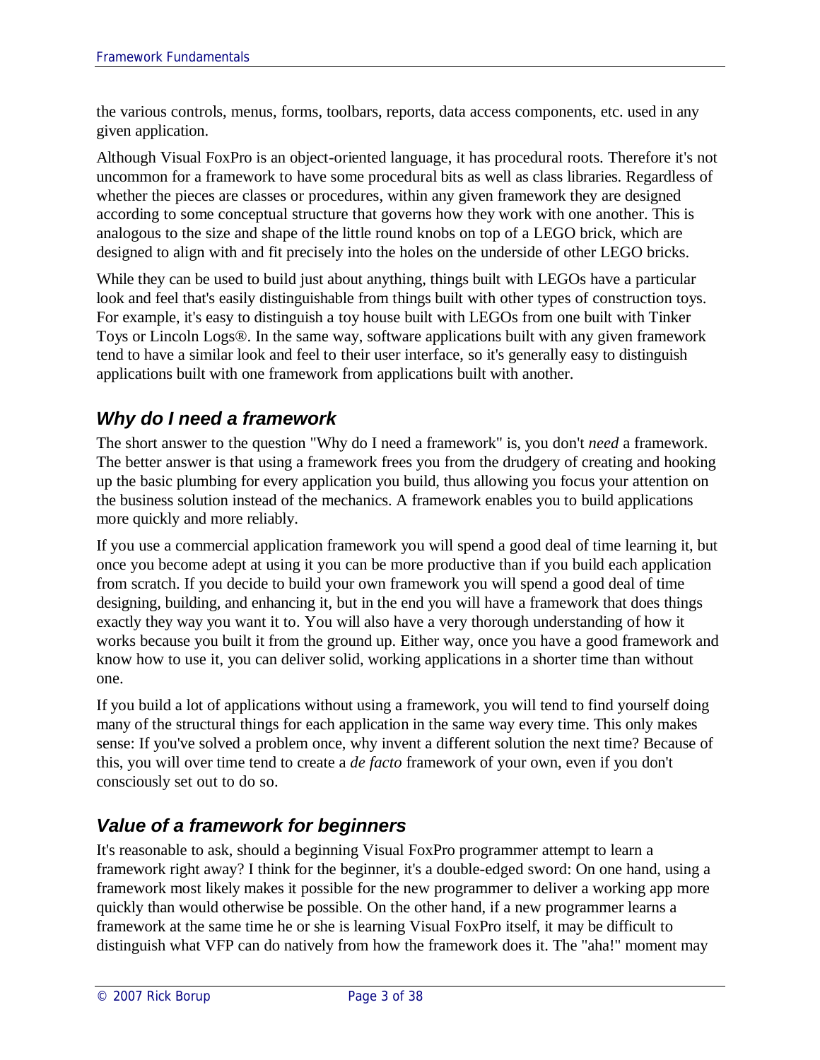the various controls, menus, forms, toolbars, reports, data access components, etc. used in any given application.

Although Visual FoxPro is an object-oriented language, it has procedural roots. Therefore it's not uncommon for a framework to have some procedural bits as well as class libraries. Regardless of whether the pieces are classes or procedures, within any given framework they are designed according to some conceptual structure that governs how they work with one another. This is analogous to the size and shape of the little round knobs on top of a LEGO brick, which are designed to align with and fit precisely into the holes on the underside of other LEGO bricks.

While they can be used to build just about anything, things built with LEGOs have a particular look and feel that's easily distinguishable from things built with other types of construction toys. For example, it's easy to distinguish a toy house built with LEGOs from one built with Tinker Toys or Lincoln Logs®. In the same way, software applications built with any given framework tend to have a similar look and feel to their user interface, so it's generally easy to distinguish applications built with one framework from applications built with another.

## *Why do I need a framework*

The short answer to the question "Why do I need a framework" is, you don't *need* a framework. The better answer is that using a framework frees you from the drudgery of creating and hooking up the basic plumbing for every application you build, thus allowing you focus your attention on the business solution instead of the mechanics. A framework enables you to build applications more quickly and more reliably.

If you use a commercial application framework you will spend a good deal of time learning it, but once you become adept at using it you can be more productive than if you build each application from scratch. If you decide to build your own framework you will spend a good deal of time designing, building, and enhancing it, but in the end you will have a framework that does things exactly they way you want it to. You will also have a very thorough understanding of how it works because you built it from the ground up. Either way, once you have a good framework and know how to use it, you can deliver solid, working applications in a shorter time than without one.

If you build a lot of applications without using a framework, you will tend to find yourself doing many of the structural things for each application in the same way every time. This only makes sense: If you've solved a problem once, why invent a different solution the next time? Because of this, you will over time tend to create a *de facto* framework of your own, even if you don't consciously set out to do so.

## *Value of a framework for beginners*

It's reasonable to ask, should a beginning Visual FoxPro programmer attempt to learn a framework right away? I think for the beginner, it's a double-edged sword: On one hand, using a framework most likely makes it possible for the new programmer to deliver a working app more quickly than would otherwise be possible. On the other hand, if a new programmer learns a framework at the same time he or she is learning Visual FoxPro itself, it may be difficult to distinguish what VFP can do natively from how the framework does it. The "aha!" moment may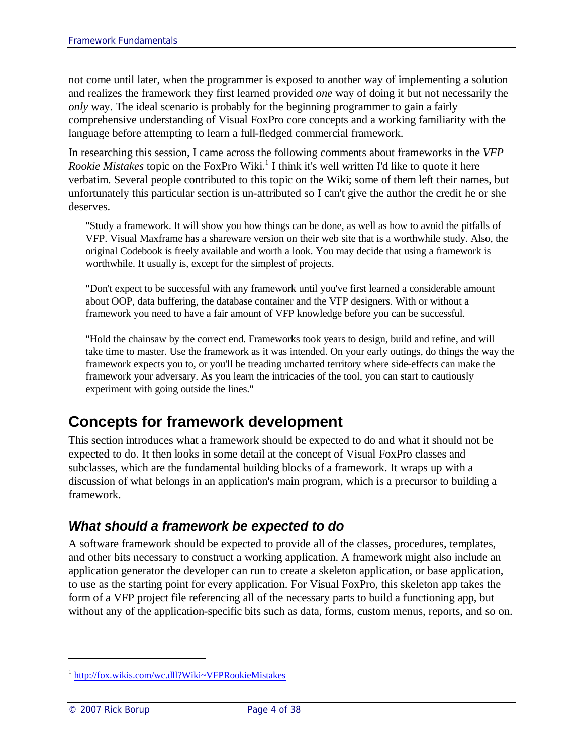not come until later, when the programmer is exposed to another way of implementing a solution and realizes the framework they first learned provided *one* way of doing it but not necessarily the *only* way. The ideal scenario is probably for the beginning programmer to gain a fairly comprehensive understanding of Visual FoxPro core concepts and a working familiarity with the language before attempting to learn a full-fledged commercial framework.

In researching this session, I came across the following comments about frameworks in the *VFP Rookie Mistakes* topic on the FoxPro Wiki.[1] I think it's well written I'd like to quote it here verbatim. Several people contributed to this topic on the Wiki; some of them left their names, but unfortunately this particular section is un-attributed so I can't give the author the credit he or she deserves.

> "Study a framework. It will show you how things can be done, as well as how to avoid the pitfalls of VFP. Visual Maxframe has a shareware version on their web site that is a worthwhile study. Also, the original Codebook is freely available and worth a look. You may decide that using a framework is worthwhile. It usually is, except for the simplest of projects.
>
> "Don't expect to be successful with any framework until you've first learned a considerable amount about OOP, data buffering, the database container and the VFP designers. With or without a framework you need to have a fair amount of VFP knowledge before you can be successful.
>
> "Hold the chainsaw by the correct end. Frameworks took years to design, build and refine, and will take time to master. Use the framework as it was intended. On your early outings, do things the way the framework expects you to, or you'll be treading uncharted territory where side-effects can make the framework your adversary. As you learn the intricacies of the tool, you can start to cautiously experiment with going outside the lines."

## Concepts for framework development

This section introduces what a framework should be expected to do and what it should not be expected to do. It then looks in some detail at the concept of Visual FoxPro classes and subclasses, which are the fundamental building blocks of a framework. It wraps up with a discussion of what belongs in an application's main program, which is a precursor to building a framework.

### *What should a framework be expected to do*

A software framework should be expected to provide all of the classes, procedures, templates, and other bits necessary to construct a working application. A framework might also include an application generator the developer can run to create a skeleton application, or base application, to use as the starting point for every application. For Visual FoxPro, this skeleton app takes the form of a VFP project file referencing all of the necessary parts to build a functioning app, but without any of the application-specific bits such as data, forms, custom menus, reports, and so on.

---

[1] http://fox.wikis.com/wc.dll?Wiki~VFPRookieMistakes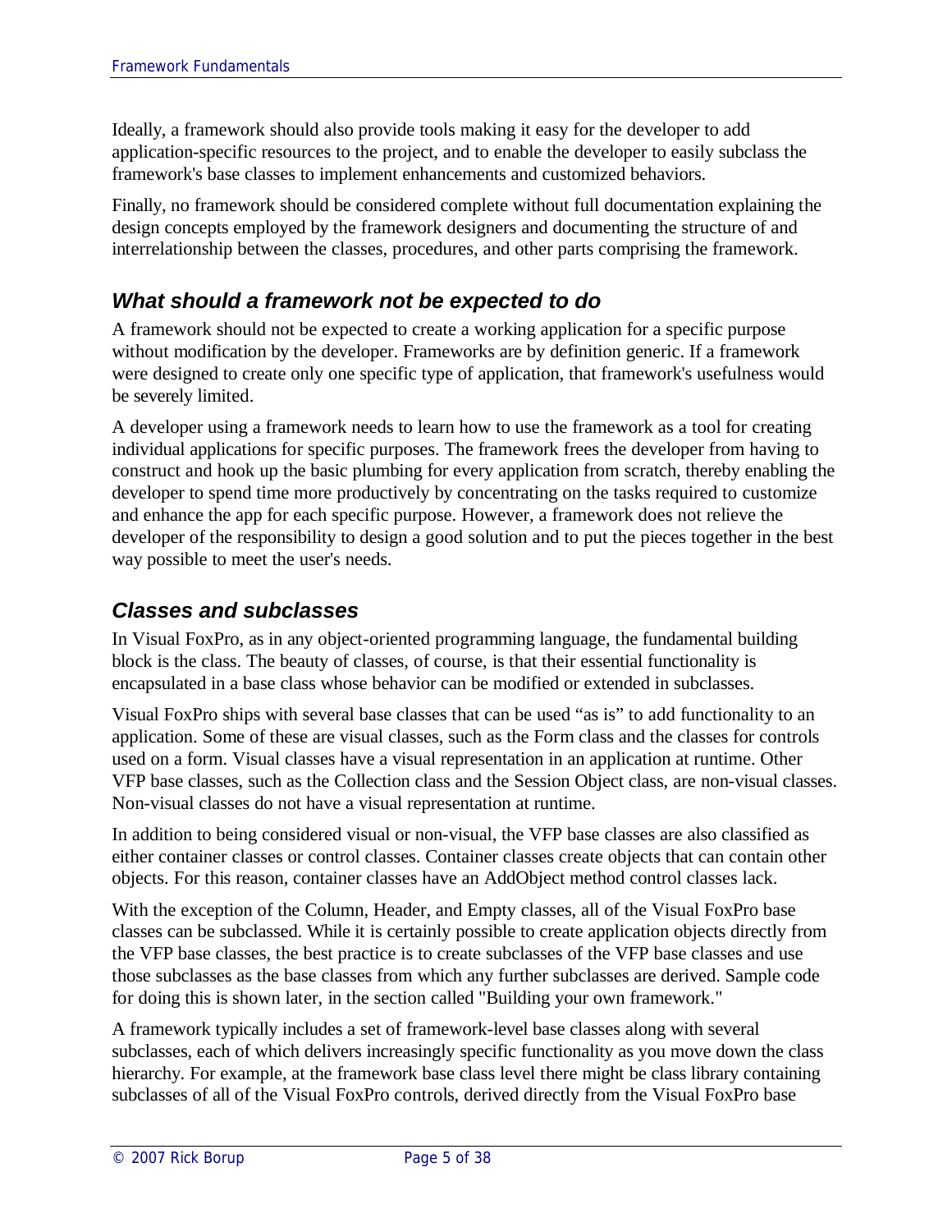Ideally, a framework should also provide tools making it easy for the developer to add application-specific resources to the project, and to enable the developer to easily subclass the framework's base classes to implement enhancements and customized behaviors.

Finally, no framework should be considered complete without full documentation explaining the design concepts employed by the framework designers and documenting the structure of and interrelationship between the classes, procedures, and other parts comprising the framework.

## What should a framework not be expected to do

A framework should not be expected to create a working application for a specific purpose without modification by the developer. Frameworks are by definition generic. If a framework were designed to create only one specific type of application, that framework's usefulness would be severely limited.

A developer using a framework needs to learn how to use the framework as a tool for creating individual applications for specific purposes. The framework frees the developer from having to construct and hook up the basic plumbing for every application from scratch, thereby enabling the developer to spend time more productively by concentrating on the tasks required to customize and enhance the app for each specific purpose. However, a framework does not relieve the developer of the responsibility to design a good solution and to put the pieces together in the best way possible to meet the user's needs.

## Classes and subclasses

In Visual FoxPro, as in any object-oriented programming language, the fundamental building block is the class. The beauty of classes, of course, is that their essential functionality is encapsulated in a base class whose behavior can be modified or extended in subclasses.

Visual FoxPro ships with several base classes that can be used "as is" to add functionality to an application. Some of these are visual classes, such as the Form class and the classes for controls used on a form. Visual classes have a visual representation in an application at runtime. Other VFP base classes, such as the Collection class and the Session Object class, are non-visual classes. Non-visual classes do not have a visual representation at runtime.

In addition to being considered visual or non-visual, the VFP base classes are also classified as either container classes or control classes. Container classes create objects that can contain other objects. For this reason, container classes have an AddObject method control classes lack.

With the exception of the Column, Header, and Empty classes, all of the Visual FoxPro base classes can be subclassed. While it is certainly possible to create application objects directly from the VFP base classes, the best practice is to create subclasses of the VFP base classes and use those subclasses as the base classes from which any further subclasses are derived. Sample code for doing this is shown later, in the section called "Building your own framework."

A framework typically includes a set of framework-level base classes along with several subclasses, each of which delivers increasingly specific functionality as you move down the class hierarchy. For example, at the framework base class level there might be class library containing subclasses of all of the Visual FoxPro controls, derived directly from the Visual FoxPro base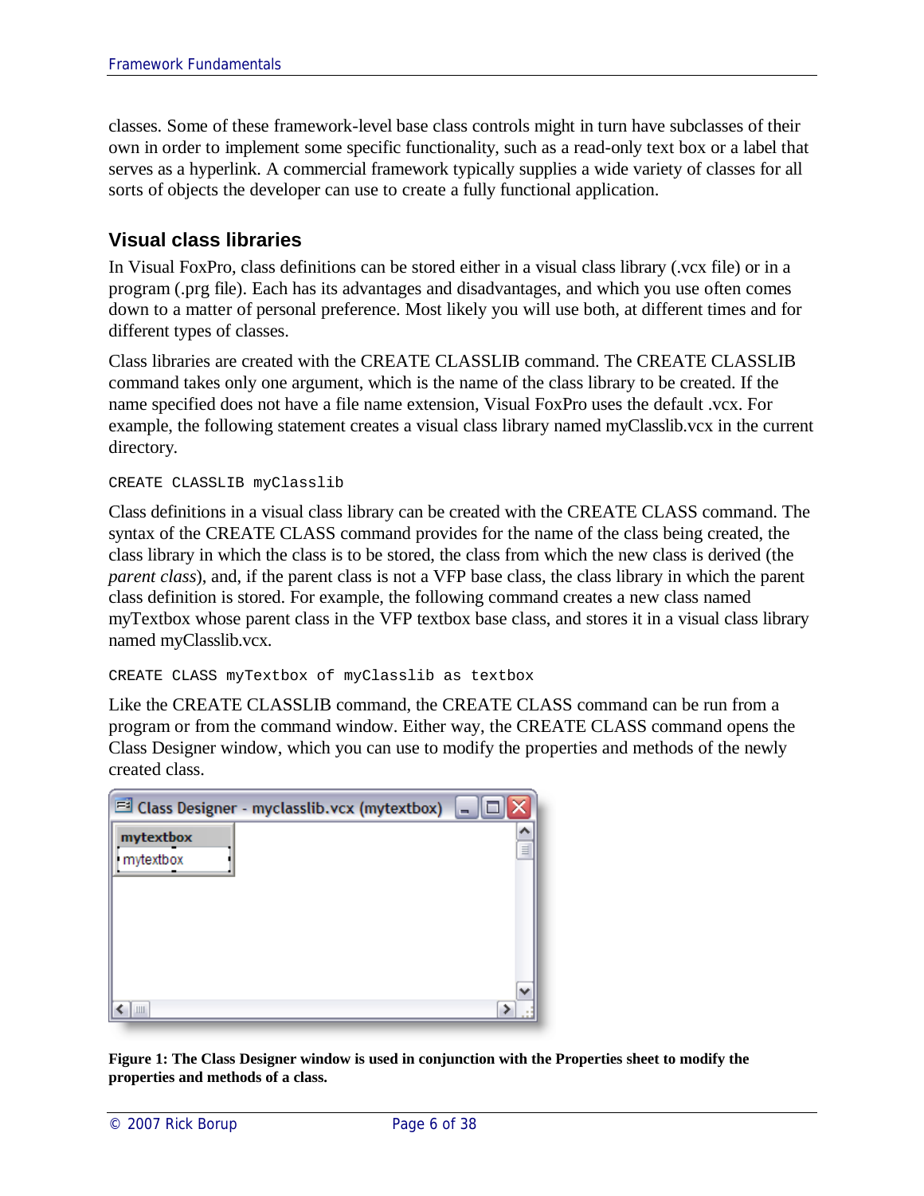classes. Some of these framework-level base class controls might in turn have subclasses of their own in order to implement some specific functionality, such as a read-only text box or a label that serves as a hyperlink. A commercial framework typically supplies a wide variety of classes for all sorts of objects the developer can use to create a fully functional application.

## Visual class libraries

In Visual FoxPro, class definitions can be stored either in a visual class library (.vcx file) or in a program (.prg file). Each has its advantages and disadvantages, and which you use often comes down to a matter of personal preference. Most likely you will use both, at different times and for different types of classes.

Class libraries are created with the CREATE CLASSLIB command. The CREATE CLASSLIB command takes only one argument, which is the name of the class library to be created. If the name specified does not have a file name extension, Visual FoxPro uses the default .vcx. For example, the following statement creates a visual class library named myClasslib.vcx in the current directory.

```
CREATE CLASSLIB myClasslib
```

Class definitions in a visual class library can be created with the CREATE CLASS command. The syntax of the CREATE CLASS command provides for the name of the class being created, the class library in which the class is to be stored, the class from which the new class is derived (the *parent class*), and, if the parent class is not a VFP base class, the class library in which the parent class definition is stored. For example, the following command creates a new class named myTextbox whose parent class in the VFP textbox base class, and stores it in a visual class library named myClasslib.vcx.

```
CREATE CLASS myTextbox of myClasslib as textbox
```

Like the CREATE CLASSLIB command, the CREATE CLASS command can be run from a program or from the command window. Either way, the CREATE CLASS command opens the Class Designer window, which you can use to modify the properties and methods of the newly created class.

**Figure 1: The Class Designer window is used in conjunction with the Properties sheet to modify the properties and methods of a class.**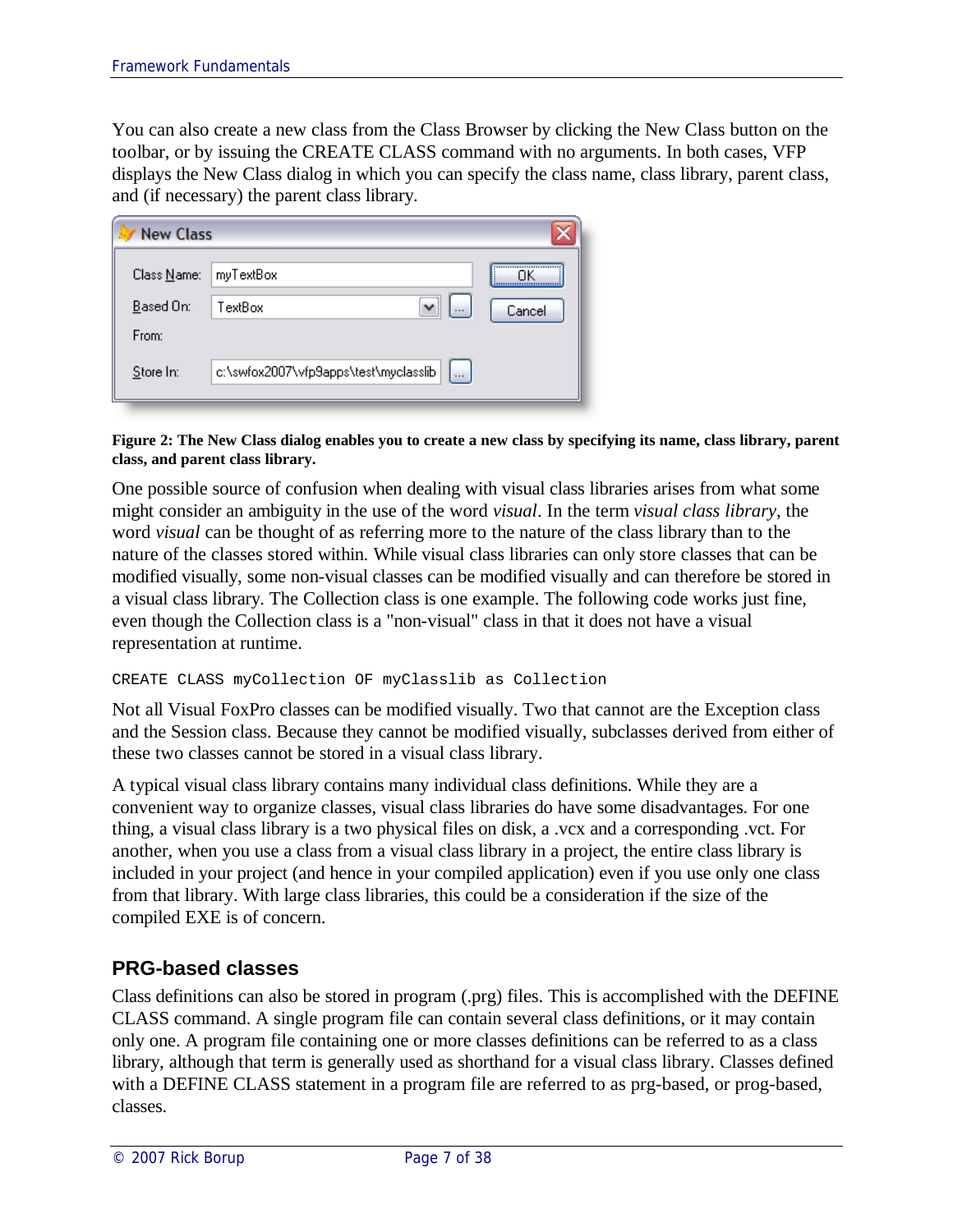You can also create a new class from the Class Browser by clicking the New Class button on the toolbar, or by issuing the CREATE CLASS command with no arguments. In both cases, VFP displays the New Class dialog in which you can specify the class name, class library, parent class, and (if necessary) the parent class library.

**Figure 2: The New Class dialog enables you to create a new class by specifying its name, class library, parent class, and parent class library.**

One possible source of confusion when dealing with visual class libraries arises from what some might consider an ambiguity in the use of the word *visual*. In the term *visual class library*, the word *visual* can be thought of as referring more to the nature of the class library than to the nature of the classes stored within. While visual class libraries can only store classes that can be modified visually, some non-visual classes can be modified visually and can therefore be stored in a visual class library. The Collection class is one example. The following code works just fine, even though the Collection class is a "non-visual" class in that it does not have a visual representation at runtime.

```
CREATE CLASS myCollection OF myClasslib as Collection
```

Not all Visual FoxPro classes can be modified visually. Two that cannot are the Exception class and the Session class. Because they cannot be modified visually, subclasses derived from either of these two classes cannot be stored in a visual class library.

A typical visual class library contains many individual class definitions. While they are a convenient way to organize classes, visual class libraries do have some disadvantages. For one thing, a visual class library is a two physical files on disk, a .vcx and a corresponding .vct. For another, when you use a class from a visual class library in a project, the entire class library is included in your project (and hence in your compiled application) even if you use only one class from that library. With large class libraries, this could be a consideration if the size of the compiled EXE is of concern.

## PRG-based classes

Class definitions can also be stored in program (.prg) files. This is accomplished with the DEFINE CLASS command. A single program file can contain several class definitions, or it may contain only one. A program file containing one or more classes definitions can be referred to as a class library, although that term is generally used as shorthand for a visual class library. Classes defined with a DEFINE CLASS statement in a program file are referred to as prg-based, or prog-based, classes.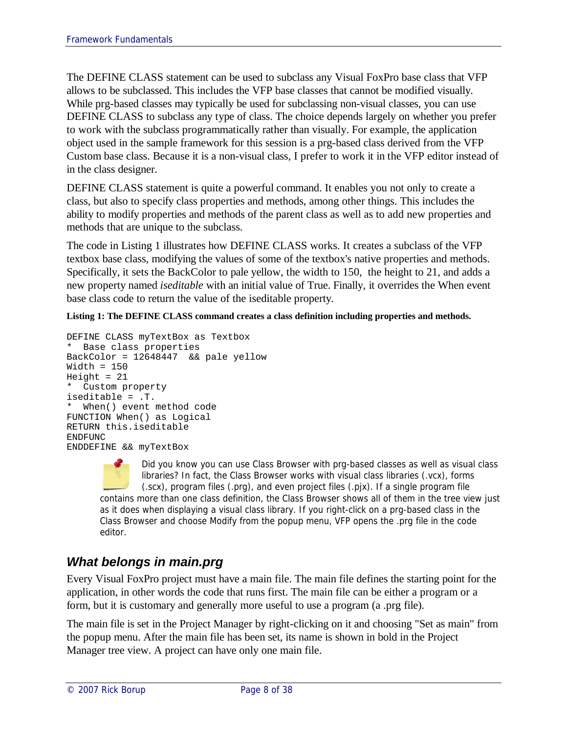The DEFINE CLASS statement can be used to subclass any Visual FoxPro base class that VFP allows to be subclassed. This includes the VFP base classes that cannot be modified visually. While prg-based classes may typically be used for subclassing non-visual classes, you can use DEFINE CLASS to subclass any type of class. The choice depends largely on whether you prefer to work with the subclass programmatically rather than visually. For example, the application object used in the sample framework for this session is a prg-based class derived from the VFP Custom base class. Because it is a non-visual class, I prefer to work it in the VFP editor instead of in the class designer.

DEFINE CLASS statement is quite a powerful command. It enables you not only to create a class, but also to specify class properties and methods, among other things. This includes the ability to modify properties and methods of the parent class as well as to add new properties and methods that are unique to the subclass.

The code in Listing 1 illustrates how DEFINE CLASS works. It creates a subclass of the VFP textbox base class, modifying the values of some of the textbox's native properties and methods. Specifically, it sets the BackColor to pale yellow, the width to 150, the height to 21, and adds a new property named *iseditable* with an initial value of True. Finally, it overrides the When event base class code to return the value of the iseditable property.

**Listing 1: The DEFINE CLASS command creates a class definition including properties and methods.**

```
DEFINE CLASS myTextBox as Textbox
*  Base class properties
BackColor = 12648447  && pale yellow
Width = 150
Height = 21
*  Custom property
iseditable = .T.
*  When() event method code
FUNCTION When() as Logical
RETURN this.iseditable
ENDFUNC
ENDDEFINE && myTextBox
```

Did you know you can use Class Browser with prg-based classes as well as visual class libraries? In fact, the Class Browser works with visual class libraries (.vcx), forms (.scx), program files (.prg), and even project files (.pjx). If a single program file contains more than one class definition, the Class Browser shows all of them in the tree view just as it does when displaying a visual class library. If you right-click on a prg-based class in the Class Browser and choose Modify from the popup menu, VFP opens the .prg file in the code editor.

## What belongs in main.prg

Every Visual FoxPro project must have a main file. The main file defines the starting point for the application, in other words the code that runs first. The main file can be either a program or a form, but it is customary and generally more useful to use a program (a .prg file).

The main file is set in the Project Manager by right-clicking on it and choosing "Set as main" from the popup menu. After the main file has been set, its name is shown in bold in the Project Manager tree view. A project can have only one main file.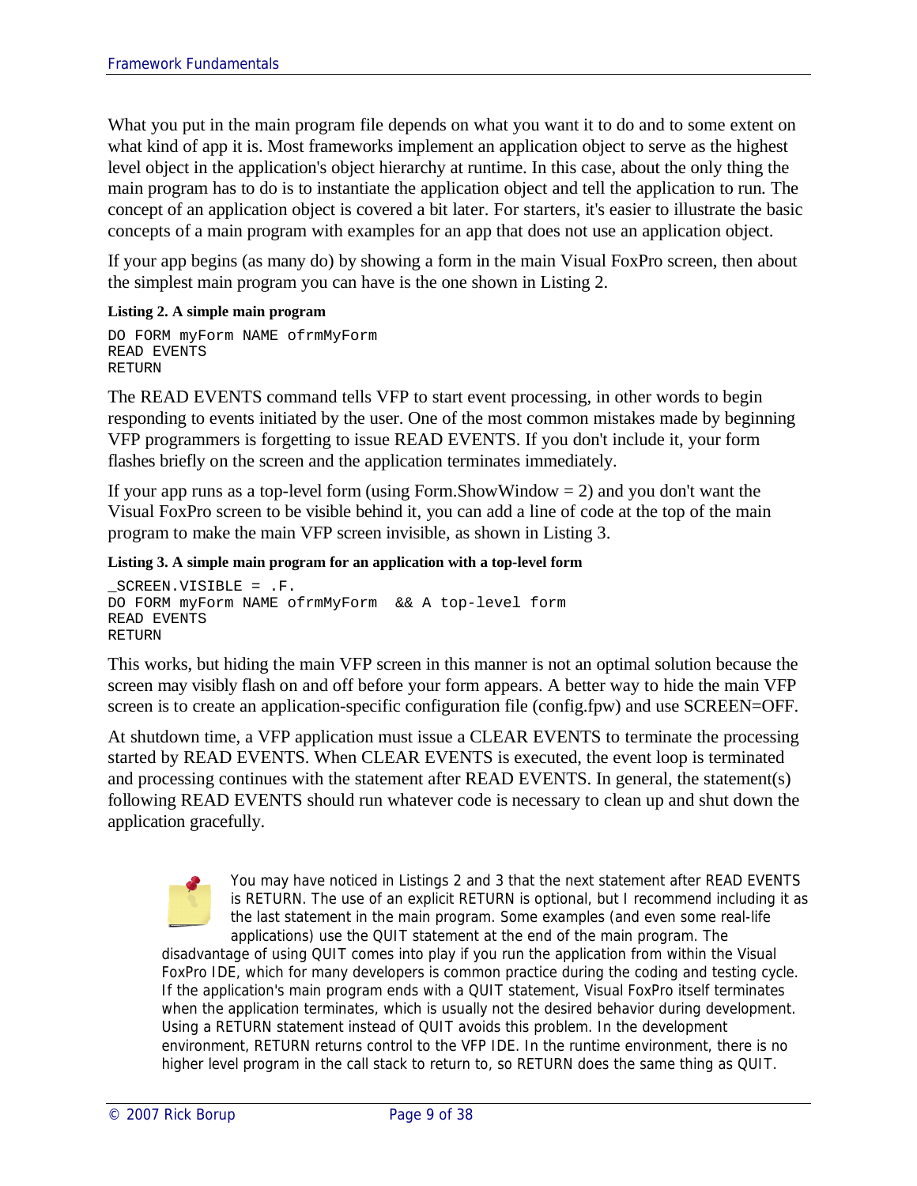What you put in the main program file depends on what you want it to do and to some extent on what kind of app it is. Most frameworks implement an application object to serve as the highest level object in the application's object hierarchy at runtime. In this case, about the only thing the main program has to do is to instantiate the application object and tell the application to run. The concept of an application object is covered a bit later. For starters, it's easier to illustrate the basic concepts of a main program with examples for an app that does not use an application object.

If your app begins (as many do) by showing a form in the main Visual FoxPro screen, then about the simplest main program you can have is the one shown in Listing 2.

**Listing 2. A simple main program**

```
DO FORM myForm NAME ofrmMyForm
READ EVENTS
RETURN
```

The READ EVENTS command tells VFP to start event processing, in other words to begin responding to events initiated by the user. One of the most common mistakes made by beginning VFP programmers is forgetting to issue READ EVENTS. If you don't include it, your form flashes briefly on the screen and the application terminates immediately.

If your app runs as a top-level form (using Form.ShowWindow = 2) and you don't want the Visual FoxPro screen to be visible behind it, you can add a line of code at the top of the main program to make the main VFP screen invisible, as shown in Listing 3.

**Listing 3. A simple main program for an application with a top-level form**

```
_SCREEN.VISIBLE = .F.
DO FORM myForm NAME ofrmMyForm  && A top-level form
READ EVENTS
RETURN
```

This works, but hiding the main VFP screen in this manner is not an optimal solution because the screen may visibly flash on and off before your form appears. A better way to hide the main VFP screen is to create an application-specific configuration file (config.fpw) and use SCREEN=OFF.

At shutdown time, a VFP application must issue a CLEAR EVENTS to terminate the processing started by READ EVENTS. When CLEAR EVENTS is executed, the event loop is terminated and processing continues with the statement after READ EVENTS. In general, the statement(s) following READ EVENTS should run whatever code is necessary to clean up and shut down the application gracefully.

> You may have noticed in Listings 2 and 3 that the next statement after READ EVENTS is RETURN. The use of an explicit RETURN is optional, but I recommend including it as the last statement in the main program. Some examples (and even some real-life applications) use the QUIT statement at the end of the main program. The disadvantage of using QUIT comes into play if you run the application from within the Visual FoxPro IDE, which for many developers is common practice during the coding and testing cycle. If the application's main program ends with a QUIT statement, Visual FoxPro itself terminates when the application terminates, which is usually not the desired behavior during development. Using a RETURN statement instead of QUIT avoids this problem. In the development environment, RETURN returns control to the VFP IDE. In the runtime environment, there is no higher level program in the call stack to return to, so RETURN does the same thing as QUIT.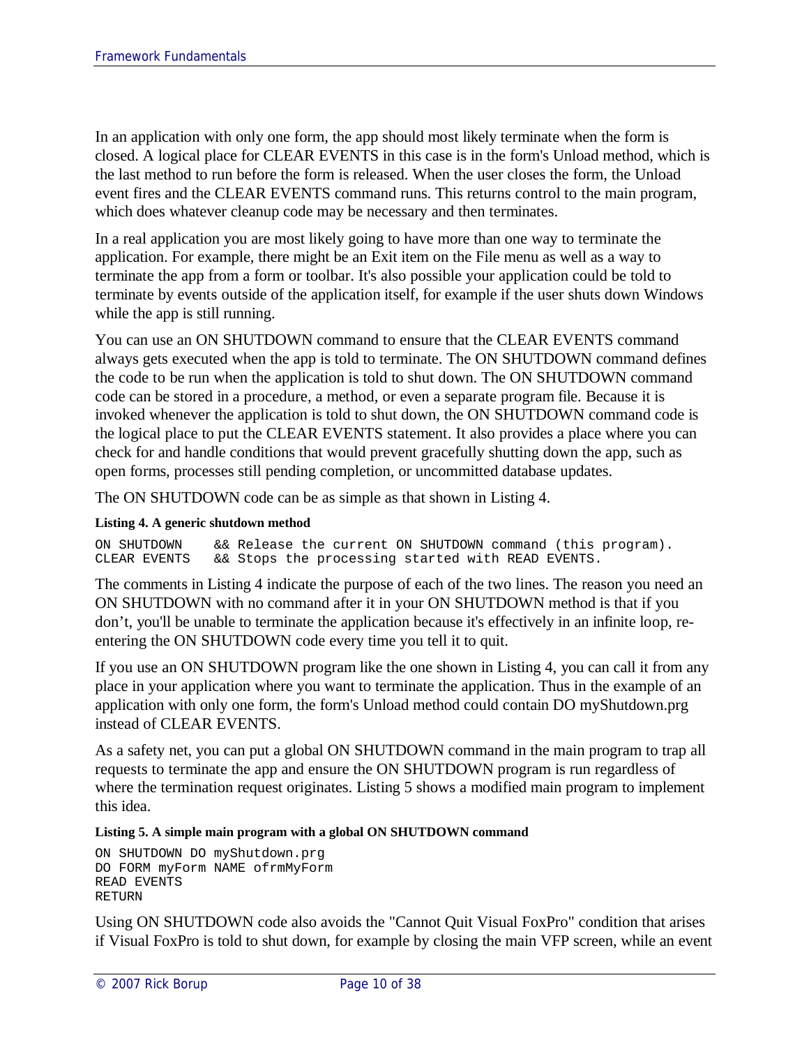In an application with only one form, the app should most likely terminate when the form is closed. A logical place for CLEAR EVENTS in this case is in the form's Unload method, which is the last method to run before the form is released. When the user closes the form, the Unload event fires and the CLEAR EVENTS command runs. This returns control to the main program, which does whatever cleanup code may be necessary and then terminates.

In a real application you are most likely going to have more than one way to terminate the application. For example, there might be an Exit item on the File menu as well as a way to terminate the app from a form or toolbar. It's also possible your application could be told to terminate by events outside of the application itself, for example if the user shuts down Windows while the app is still running.

You can use an ON SHUTDOWN command to ensure that the CLEAR EVENTS command always gets executed when the app is told to terminate. The ON SHUTDOWN command defines the code to be run when the application is told to shut down. The ON SHUTDOWN command code can be stored in a procedure, a method, or even a separate program file. Because it is invoked whenever the application is told to shut down, the ON SHUTDOWN command code is the logical place to put the CLEAR EVENTS statement. It also provides a place where you can check for and handle conditions that would prevent gracefully shutting down the app, such as open forms, processes still pending completion, or uncommitted database updates.

The ON SHUTDOWN code can be as simple as that shown in Listing 4.

**Listing 4. A generic shutdown method**

```
ON SHUTDOWN    && Release the current ON SHUTDOWN command (this program).
CLEAR EVENTS   && Stops the processing started with READ EVENTS.
```

The comments in Listing 4 indicate the purpose of each of the two lines. The reason you need an ON SHUTDOWN with no command after it in your ON SHUTDOWN method is that if you don't, you'll be unable to terminate the application because it's effectively in an infinite loop, re-entering the ON SHUTDOWN code every time you tell it to quit.

If you use an ON SHUTDOWN program like the one shown in Listing 4, you can call it from any place in your application where you want to terminate the application. Thus in the example of an application with only one form, the form's Unload method could contain DO myShutdown.prg instead of CLEAR EVENTS.

As a safety net, you can put a global ON SHUTDOWN command in the main program to trap all requests to terminate the app and ensure the ON SHUTDOWN program is run regardless of where the termination request originates. Listing 5 shows a modified main program to implement this idea.

**Listing 5. A simple main program with a global ON SHUTDOWN command**

```
ON SHUTDOWN DO myShutdown.prg
DO FORM myForm NAME ofrmMyForm
READ EVENTS
RETURN
```

Using ON SHUTDOWN code also avoids the "Cannot Quit Visual FoxPro" condition that arises if Visual FoxPro is told to shut down, for example by closing the main VFP screen, while an event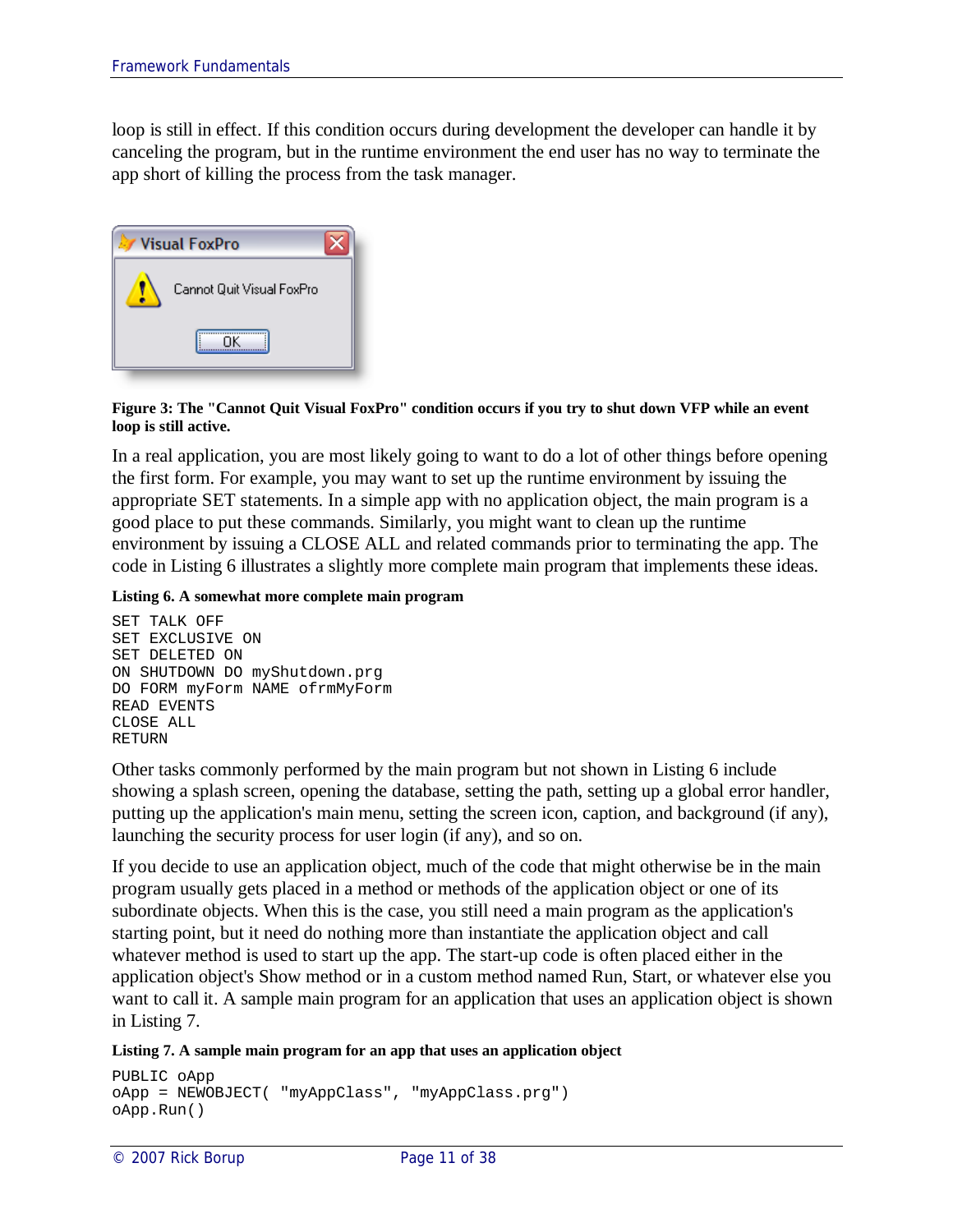loop is still in effect. If this condition occurs during development the developer can handle it by canceling the program, but in the runtime environment the end user has no way to terminate the app short of killing the process from the task manager.

**Figure 3: The "Cannot Quit Visual FoxPro" condition occurs if you try to shut down VFP while an event loop is still active.**

In a real application, you are most likely going to want to do a lot of other things before opening the first form. For example, you may want to set up the runtime environment by issuing the appropriate SET statements. In a simple app with no application object, the main program is a good place to put these commands. Similarly, you might want to clean up the runtime environment by issuing a CLOSE ALL and related commands prior to terminating the app. The code in Listing 6 illustrates a slightly more complete main program that implements these ideas.

**Listing 6. A somewhat more complete main program**

```
SET TALK OFF
SET EXCLUSIVE ON
SET DELETED ON
ON SHUTDOWN DO myShutdown.prg
DO FORM myForm NAME ofrmMyForm
READ EVENTS
CLOSE ALL
RETURN
```

Other tasks commonly performed by the main program but not shown in Listing 6 include showing a splash screen, opening the database, setting the path, setting up a global error handler, putting up the application's main menu, setting the screen icon, caption, and background (if any), launching the security process for user login (if any), and so on.

If you decide to use an application object, much of the code that might otherwise be in the main program usually gets placed in a method or methods of the application object or one of its subordinate objects. When this is the case, you still need a main program as the application's starting point, but it need do nothing more than instantiate the application object and call whatever method is used to start up the app. The start-up code is often placed either in the application object's Show method or in a custom method named Run, Start, or whatever else you want to call it. A sample main program for an application that uses an application object is shown in Listing 7.

**Listing 7. A sample main program for an app that uses an application object**

```
PUBLIC oApp
oApp = NEWOBJECT( "myAppClass", "myAppClass.prg")
oApp.Run()
```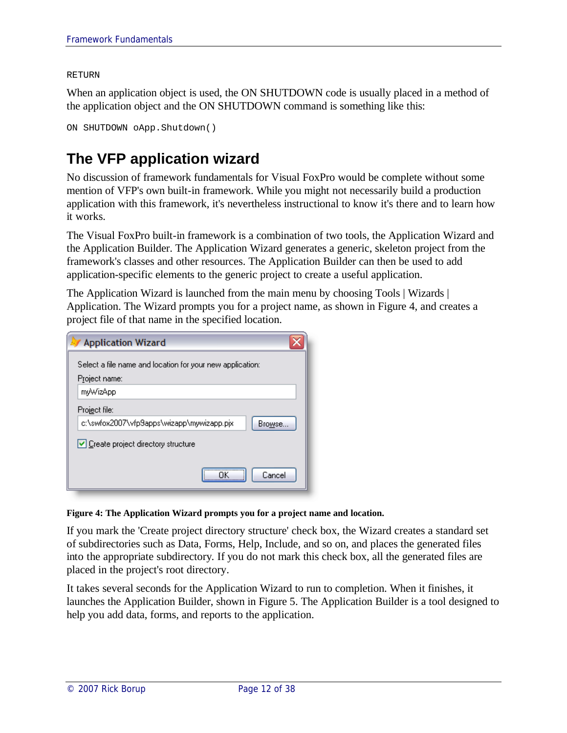```
RETURN
```

When an application object is used, the ON SHUTDOWN code is usually placed in a method of the application object and the ON SHUTDOWN command is something like this:

```
ON SHUTDOWN oApp.Shutdown()
```

## The VFP application wizard

No discussion of framework fundamentals for Visual FoxPro would be complete without some mention of VFP's own built-in framework. While you might not necessarily build a production application with this framework, it's nevertheless instructional to know it's there and to learn how it works.

The Visual FoxPro built-in framework is a combination of two tools, the Application Wizard and the Application Builder. The Application Wizard generates a generic, skeleton project from the framework's classes and other resources. The Application Builder can then be used to add application-specific elements to the generic project to create a useful application.

The Application Wizard is launched from the main menu by choosing Tools | Wizards | Application. The Wizard prompts you for a project name, as shown in Figure 4, and creates a project file of that name in the specified location.

**Figure 4: The Application Wizard prompts you for a project name and location.**

If you mark the 'Create project directory structure' check box, the Wizard creates a standard set of subdirectories such as Data, Forms, Help, Include, and so on, and places the generated files into the appropriate subdirectory. If you do not mark this check box, all the generated files are placed in the project's root directory.

It takes several seconds for the Application Wizard to run to completion. When it finishes, it launches the Application Builder, shown in Figure 5. The Application Builder is a tool designed to help you add data, forms, and reports to the application.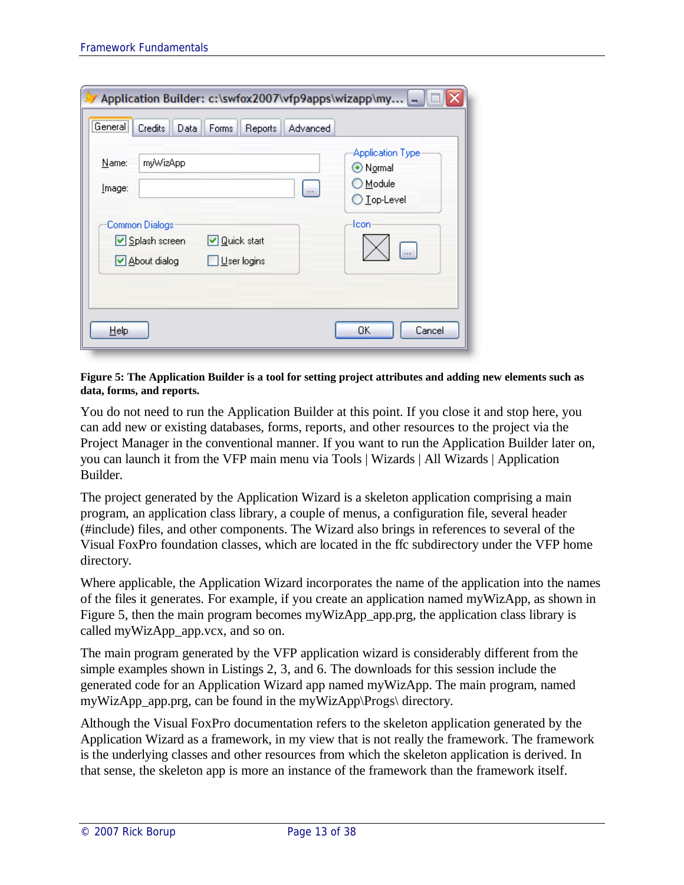**Figure 5: The Application Builder is a tool for setting project attributes and adding new elements such as data, forms, and reports.**

You do not need to run the Application Builder at this point. If you close it and stop here, you can add new or existing databases, forms, reports, and other resources to the project via the Project Manager in the conventional manner. If you want to run the Application Builder later on, you can launch it from the VFP main menu via Tools | Wizards | All Wizards | Application Builder.

The project generated by the Application Wizard is a skeleton application comprising a main program, an application class library, a couple of menus, a configuration file, several header (#include) files, and other components. The Wizard also brings in references to several of the Visual FoxPro foundation classes, which are located in the ffc subdirectory under the VFP home directory.

Where applicable, the Application Wizard incorporates the name of the application into the names of the files it generates. For example, if you create an application named myWizApp, as shown in Figure 5, then the main program becomes myWizApp_app.prg, the application class library is called myWizApp_app.vcx, and so on.

The main program generated by the VFP application wizard is considerably different from the simple examples shown in Listings 2, 3, and 6. The downloads for this session include the generated code for an Application Wizard app named myWizApp. The main program, named myWizApp_app.prg, can be found in the myWizApp\Progs\ directory.

Although the Visual FoxPro documentation refers to the skeleton application generated by the Application Wizard as a framework, in my view that is not really the framework. The framework is the underlying classes and other resources from which the skeleton application is derived. In that sense, the skeleton app is more an instance of the framework than the framework itself.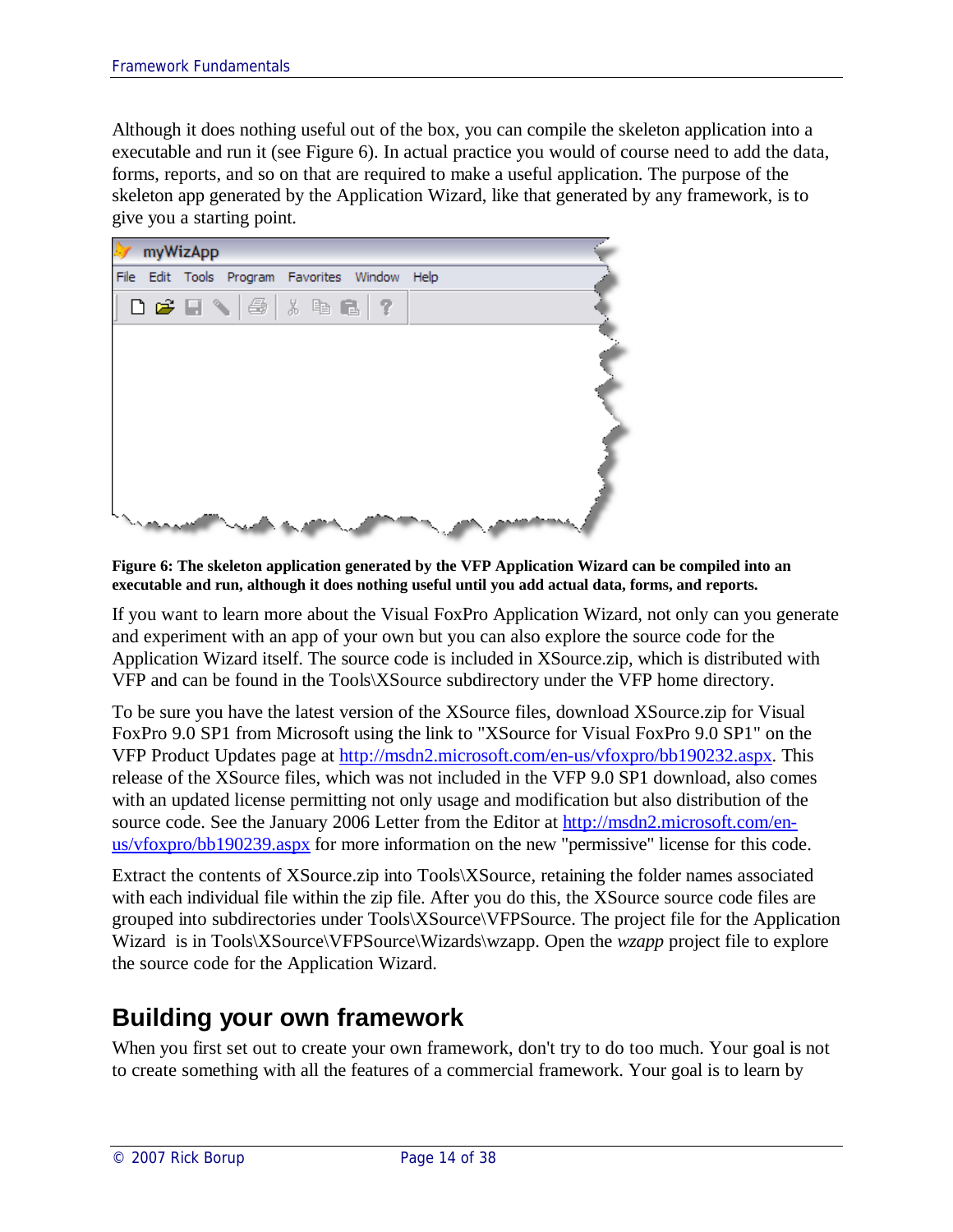Although it does nothing useful out of the box, you can compile the skeleton application into a executable and run it (see Figure 6). In actual practice you would of course need to add the data, forms, reports, and so on that are required to make a useful application. The purpose of the skeleton app generated by the Application Wizard, like that generated by any framework, is to give you a starting point.

**Figure 6: The skeleton application generated by the VFP Application Wizard can be compiled into an executable and run, although it does nothing useful until you add actual data, forms, and reports.**

If you want to learn more about the Visual FoxPro Application Wizard, not only can you generate and experiment with an app of your own but you can also explore the source code for the Application Wizard itself. The source code is included in XSource.zip, which is distributed with VFP and can be found in the Tools\XSource subdirectory under the VFP home directory.

To be sure you have the latest version of the XSource files, download XSource.zip for Visual FoxPro 9.0 SP1 from Microsoft using the link to "XSource for Visual FoxPro 9.0 SP1" on the VFP Product Updates page at http://msdn2.microsoft.com/en-us/vfoxpro/bb190232.aspx. This release of the XSource files, which was not included in the VFP 9.0 SP1 download, also comes with an updated license permitting not only usage and modification but also distribution of the source code. See the January 2006 Letter from the Editor at http://msdn2.microsoft.com/en-us/vfoxpro/bb190239.aspx for more information on the new "permissive" license for this code.

Extract the contents of XSource.zip into Tools\XSource, retaining the folder names associated with each individual file within the zip file. After you do this, the XSource source code files are grouped into subdirectories under Tools\XSource\VFPSource. The project file for the Application Wizard is in Tools\XSource\VFPSource\Wizards\wzapp. Open the *wzapp* project file to explore the source code for the Application Wizard.

## Building your own framework

When you first set out to create your own framework, don't try to do too much. Your goal is not to create something with all the features of a commercial framework. Your goal is to learn by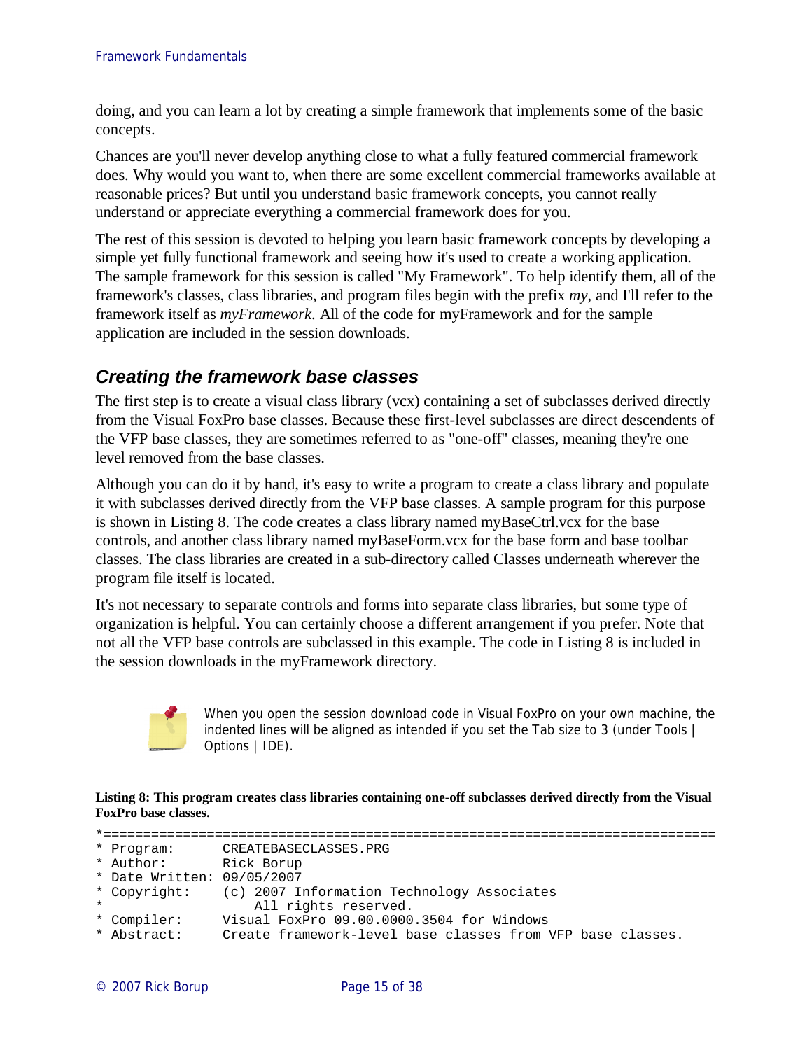doing, and you can learn a lot by creating a simple framework that implements some of the basic concepts.

Chances are you'll never develop anything close to what a fully featured commercial framework does. Why would you want to, when there are some excellent commercial frameworks available at reasonable prices? But until you understand basic framework concepts, you cannot really understand or appreciate everything a commercial framework does for you.

The rest of this session is devoted to helping you learn basic framework concepts by developing a simple yet fully functional framework and seeing how it's used to create a working application. The sample framework for this session is called "My Framework". To help identify them, all of the framework's classes, class libraries, and program files begin with the prefix *my*, and I'll refer to the framework itself as *myFramework*. All of the code for myFramework and for the sample application are included in the session downloads.

## *Creating the framework base classes*

The first step is to create a visual class library (vcx) containing a set of subclasses derived directly from the Visual FoxPro base classes. Because these first-level subclasses are direct descendents of the VFP base classes, they are sometimes referred to as "one-off" classes, meaning they're one level removed from the base classes.

Although you can do it by hand, it's easy to write a program to create a class library and populate it with subclasses derived directly from the VFP base classes. A sample program for this purpose is shown in Listing 8. The code creates a class library named myBaseCtrl.vcx for the base controls, and another class library named myBaseForm.vcx for the base form and base toolbar classes. The class libraries are created in a sub-directory called Classes underneath wherever the program file itself is located.

It's not necessary to separate controls and forms into separate class libraries, but some type of organization is helpful. You can certainly choose a different arrangement if you prefer. Note that not all the VFP base controls are subclassed in this example. The code in Listing 8 is included in the session downloads in the myFramework directory.

When you open the session download code in Visual FoxPro on your own machine, the indented lines will be aligned as intended if you set the Tab size to 3 (under Tools | Options | IDE).

**Listing 8: This program creates class libraries containing one-off subclasses derived directly from the Visual FoxPro base classes.**

```
*==============================================================================
* Program:       CREATEBASECLASSES.PRG
* Author:        Rick Borup
* Date Written: 09/05/2007
* Copyright:     (c) 2007 Information Technology Associates
*                    All rights reserved.
* Compiler:      Visual FoxPro 09.00.0000.3504 for Windows
* Abstract:      Create framework-level base classes from VFP base classes.
```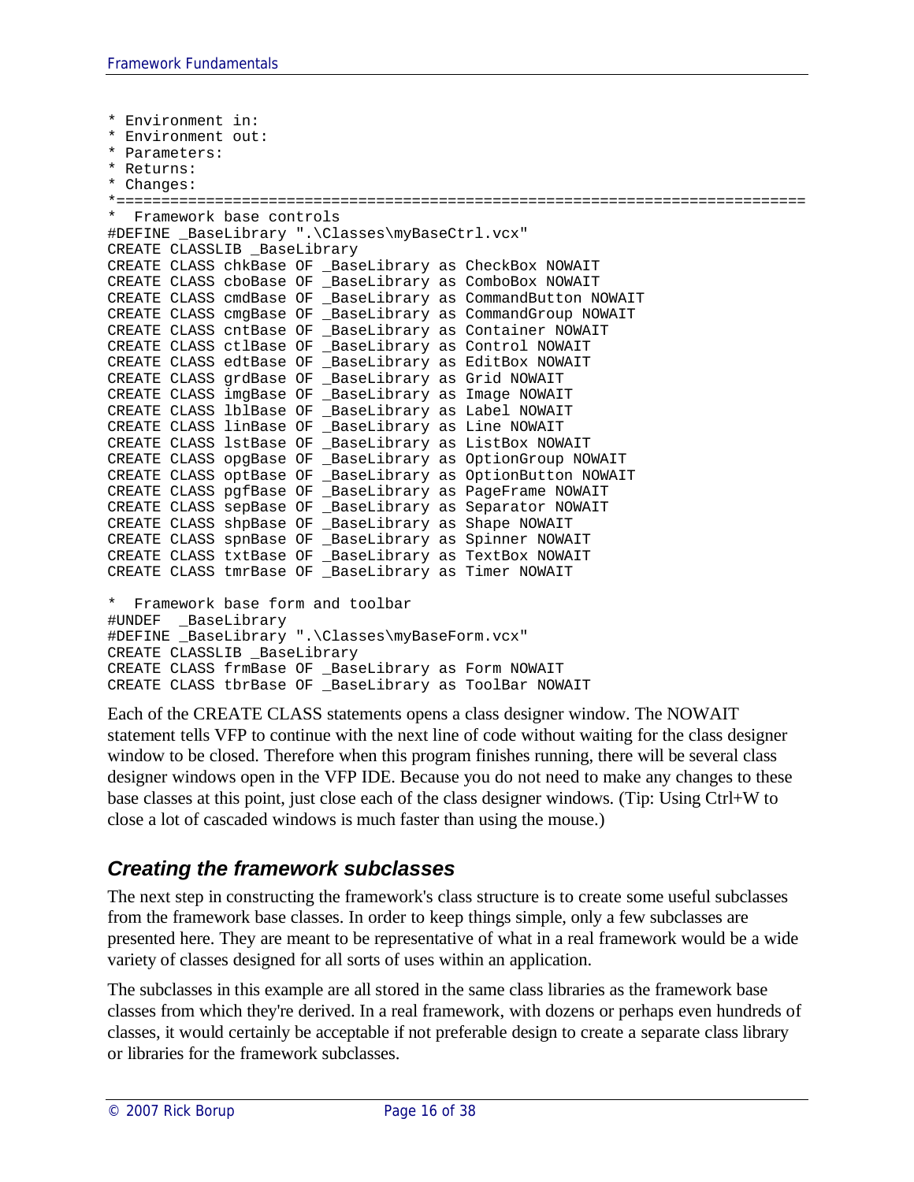```
* Environment in:
* Environment out:
* Parameters:
* Returns:
* Changes:
*==============================================================================
*  Framework base controls
#DEFINE _BaseLibrary ".\Classes\myBaseCtrl.vcx"
CREATE CLASSLIB _BaseLibrary
CREATE CLASS chkBase OF _BaseLibrary as CheckBox NOWAIT
CREATE CLASS cboBase OF _BaseLibrary as ComboBox NOWAIT
CREATE CLASS cmdBase OF _BaseLibrary as CommandButton NOWAIT
CREATE CLASS cmgBase OF _BaseLibrary as CommandGroup NOWAIT
CREATE CLASS cntBase OF _BaseLibrary as Container NOWAIT
CREATE CLASS ctlBase OF _BaseLibrary as Control NOWAIT
CREATE CLASS edtBase OF _BaseLibrary as EditBox NOWAIT
CREATE CLASS grdBase OF _BaseLibrary as Grid NOWAIT
CREATE CLASS imgBase OF _BaseLibrary as Image NOWAIT
CREATE CLASS lblBase OF _BaseLibrary as Label NOWAIT
CREATE CLASS linBase OF _BaseLibrary as Line NOWAIT
CREATE CLASS lstBase OF _BaseLibrary as ListBox NOWAIT
CREATE CLASS opgBase OF _BaseLibrary as OptionGroup NOWAIT
CREATE CLASS optBase OF _BaseLibrary as OptionButton NOWAIT
CREATE CLASS pgfBase OF _BaseLibrary as PageFrame NOWAIT
CREATE CLASS sepBase OF _BaseLibrary as Separator NOWAIT
CREATE CLASS shpBase OF _BaseLibrary as Shape NOWAIT
CREATE CLASS spnBase OF _BaseLibrary as Spinner NOWAIT
CREATE CLASS txtBase OF _BaseLibrary as TextBox NOWAIT
CREATE CLASS tmrBase OF _BaseLibrary as Timer NOWAIT

*  Framework base form and toolbar
#UNDEF  _BaseLibrary
#DEFINE _BaseLibrary ".\Classes\myBaseForm.vcx"
CREATE CLASSLIB _BaseLibrary
CREATE CLASS frmBase OF _BaseLibrary as Form NOWAIT
CREATE CLASS tbrBase OF _BaseLibrary as ToolBar NOWAIT
```

Each of the CREATE CLASS statements opens a class designer window. The NOWAIT statement tells VFP to continue with the next line of code without waiting for the class designer window to be closed. Therefore when this program finishes running, there will be several class designer windows open in the VFP IDE. Because you do not need to make any changes to these base classes at this point, just close each of the class designer windows. (Tip: Using Ctrl+W to close a lot of cascaded windows is much faster than using the mouse.)

### *Creating the framework subclasses*

The next step in constructing the framework's class structure is to create some useful subclasses from the framework base classes. In order to keep things simple, only a few subclasses are presented here. They are meant to be representative of what in a real framework would be a wide variety of classes designed for all sorts of uses within an application.

The subclasses in this example are all stored in the same class libraries as the framework base classes from which they're derived. In a real framework, with dozens or perhaps even hundreds of classes, it would certainly be acceptable if not preferable design to create a separate class library or libraries for the framework subclasses.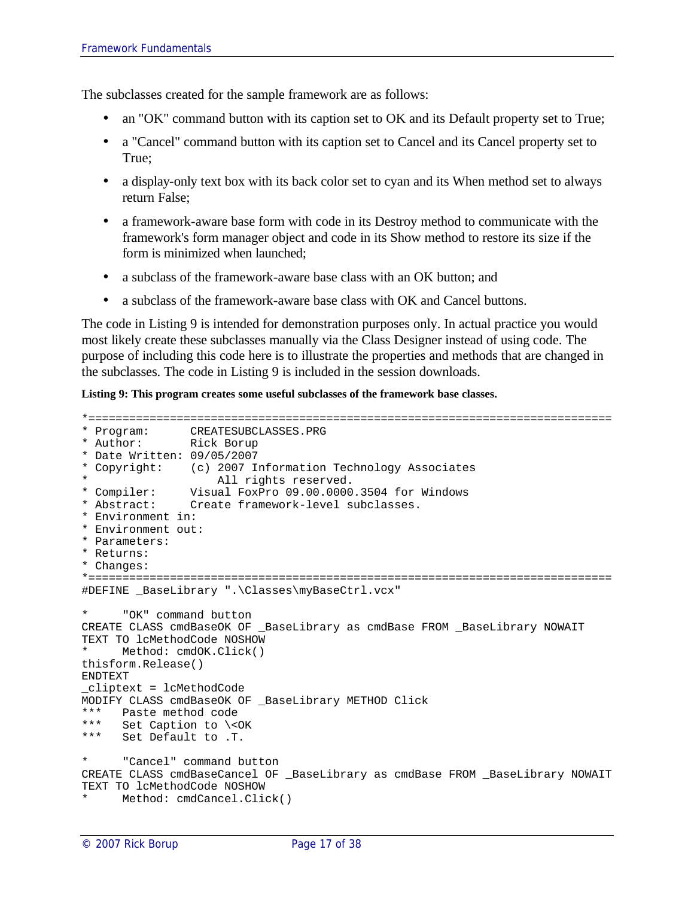The subclasses created for the sample framework are as follows:

- an "OK" command button with its caption set to OK and its Default property set to True;
- a "Cancel" command button with its caption set to Cancel and its Cancel property set to True;
- a display-only text box with its back color set to cyan and its When method set to always return False;
- a framework-aware base form with code in its Destroy method to communicate with the framework's form manager object and code in its Show method to restore its size if the form is minimized when launched;
- a subclass of the framework-aware base class with an OK button; and
- a subclass of the framework-aware base class with OK and Cancel buttons.

The code in Listing 9 is intended for demonstration purposes only. In actual practice you would most likely create these subclasses manually via the Class Designer instead of using code. The purpose of including this code here is to illustrate the properties and methods that are changed in the subclasses. The code in Listing 9 is included in the session downloads.

**Listing 9: This program creates some useful subclasses of the framework base classes.**

```
*==============================================================================
* Program:      CREATESUBCLASSES.PRG
* Author:       Rick Borup
* Date Written: 09/05/2007
* Copyright:    (c) 2007 Information Technology Associates
*                     All rights reserved.
* Compiler:     Visual FoxPro 09.00.0000.3504 for Windows
* Abstract:     Create framework-level subclasses.
* Environment in:
* Environment out:
* Parameters:
* Returns:
* Changes:
*==============================================================================
#DEFINE _BaseLibrary ".\Classes\myBaseCtrl.vcx"

*     "OK" command button
CREATE CLASS cmdBaseOK OF _BaseLibrary as cmdBase FROM _BaseLibrary NOWAIT
TEXT TO lcMethodCode NOSHOW
*     Method: cmdOK.Click()
thisform.Release()
ENDTEXT
_cliptext = lcMethodCode
MODIFY CLASS cmdBaseOK OF _BaseLibrary METHOD Click
***   Paste method code
***   Set Caption to \<OK
***   Set Default to .T.

*     "Cancel" command button
CREATE CLASS cmdBaseCancel OF _BaseLibrary as cmdBase FROM _BaseLibrary NOWAIT
TEXT TO lcMethodCode NOSHOW
*     Method: cmdCancel.Click()
```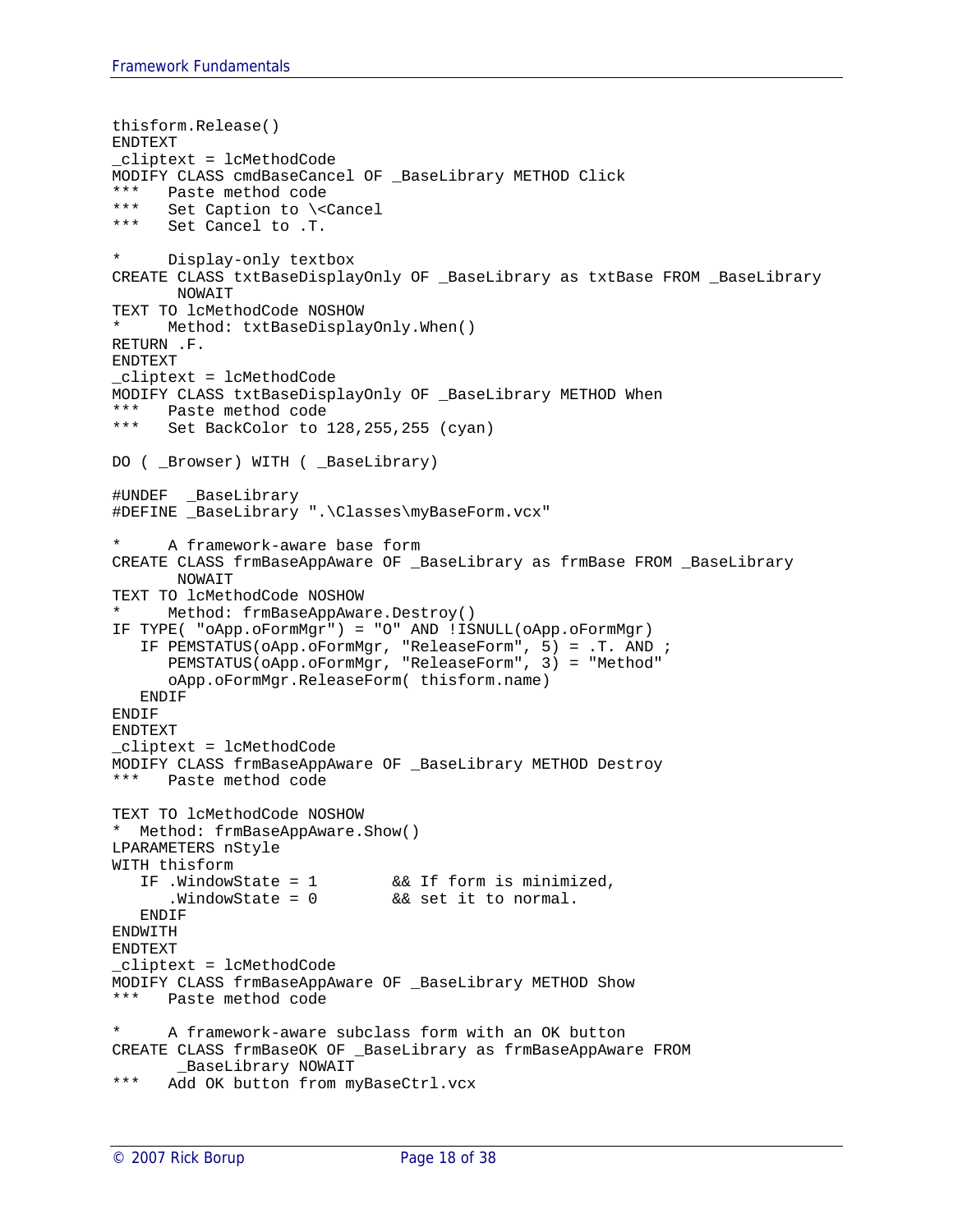```
thisform.Release()
ENDTEXT
_cliptext = lcMethodCode
MODIFY CLASS cmdBaseCancel OF _BaseLibrary METHOD Click
***   Paste method code
***   Set Caption to \<Cancel
***   Set Cancel to .T.

*     Display-only textbox
CREATE CLASS txtBaseDisplayOnly OF _BaseLibrary as txtBase FROM _BaseLibrary
       NOWAIT
TEXT TO lcMethodCode NOSHOW
*     Method: txtBaseDisplayOnly.When()
RETURN .F.
ENDTEXT
_cliptext = lcMethodCode
MODIFY CLASS txtBaseDisplayOnly OF _BaseLibrary METHOD When
***   Paste method code
***   Set BackColor to 128,255,255 (cyan)

DO ( _Browser) WITH ( _BaseLibrary)

#UNDEF  _BaseLibrary
#DEFINE _BaseLibrary ".\Classes\myBaseForm.vcx"

*     A framework-aware base form
CREATE CLASS frmBaseAppAware OF _BaseLibrary as frmBase FROM _BaseLibrary
       NOWAIT
TEXT TO lcMethodCode NOSHOW
*     Method: frmBaseAppAware.Destroy()
IF TYPE( "oApp.oFormMgr") = "O" AND !ISNULL(oApp.oFormMgr)
   IF PEMSTATUS(oApp.oFormMgr, "ReleaseForm", 5) = .T. AND ;
      PEMSTATUS(oApp.oFormMgr, "ReleaseForm", 3) = "Method"
      oApp.oFormMgr.ReleaseForm( thisform.name)
   ENDIF
ENDIF
ENDTEXT
_cliptext = lcMethodCode
MODIFY CLASS frmBaseAppAware OF _BaseLibrary METHOD Destroy
***   Paste method code

TEXT TO lcMethodCode NOSHOW
*  Method: frmBaseAppAware.Show()
LPARAMETERS nStyle
WITH thisform
   IF .WindowState = 1        && If form is minimized,
      .WindowState = 0        && set it to normal.
   ENDIF
ENDWITH
ENDTEXT
_cliptext = lcMethodCode
MODIFY CLASS frmBaseAppAware OF _BaseLibrary METHOD Show
***   Paste method code

*     A framework-aware subclass form with an OK button
CREATE CLASS frmBaseOK OF _BaseLibrary as frmBaseAppAware FROM
       _BaseLibrary NOWAIT
***   Add OK button from myBaseCtrl.vcx
```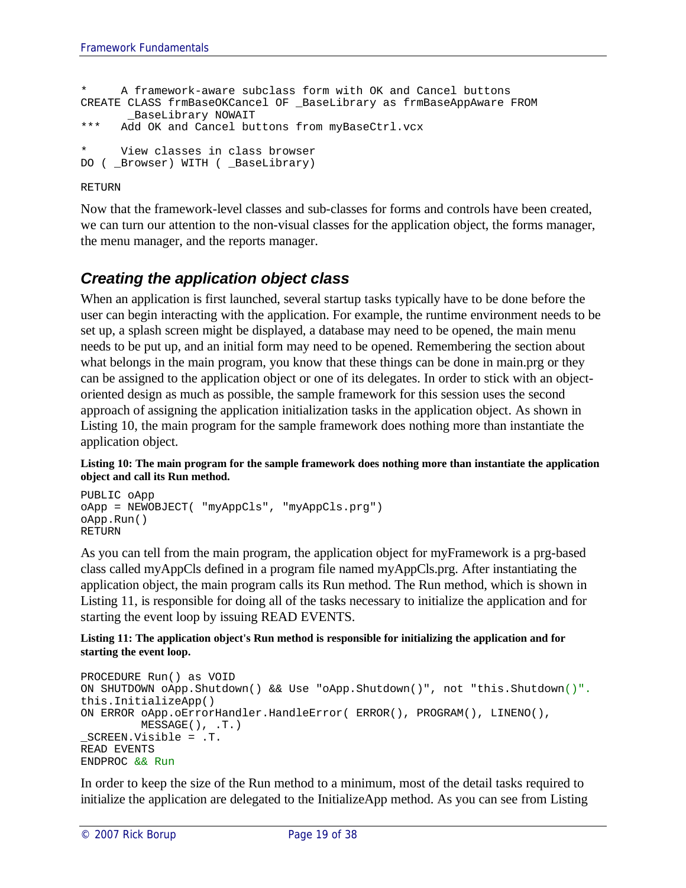```
*     A framework-aware subclass form with OK and Cancel buttons
CREATE CLASS frmBaseOKCancel OF _BaseLibrary as frmBaseAppAware FROM
       _BaseLibrary NOWAIT
***   Add OK and Cancel buttons from myBaseCtrl.vcx

*     View classes in class browser
DO ( _Browser) WITH ( _BaseLibrary)

RETURN
```

Now that the framework-level classes and sub-classes for forms and controls have been created, we can turn our attention to the non-visual classes for the application object, the forms manager, the menu manager, and the reports manager.

## *Creating the application object class*

When an application is first launched, several startup tasks typically have to be done before the user can begin interacting with the application. For example, the runtime environment needs to be set up, a splash screen might be displayed, a database may need to be opened, the main menu needs to be put up, and an initial form may need to be opened. Remembering the section about what belongs in the main program, you know that these things can be done in main.prg or they can be assigned to the application object or one of its delegates. In order to stick with an object-oriented design as much as possible, the sample framework for this session uses the second approach of assigning the application initialization tasks in the application object. As shown in Listing 10, the main program for the sample framework does nothing more than instantiate the application object.

**Listing 10: The main program for the sample framework does nothing more than instantiate the application object and call its Run method.**

```
PUBLIC oApp
oApp = NEWOBJECT( "myAppCls", "myAppCls.prg")
oApp.Run()
RETURN
```

As you can tell from the main program, the application object for myFramework is a prg-based class called myAppCls defined in a program file named myAppCls.prg. After instantiating the application object, the main program calls its Run method. The Run method, which is shown in Listing 11, is responsible for doing all of the tasks necessary to initialize the application and for starting the event loop by issuing READ EVENTS.

**Listing 11: The application object's Run method is responsible for initializing the application and for starting the event loop.**

```
PROCEDURE Run() as VOID
ON SHUTDOWN oApp.Shutdown() && Use "oApp.Shutdown()", not "this.Shutdown()".
this.InitializeApp()
ON ERROR oApp.oErrorHandler.HandleError( ERROR(), PROGRAM(), LINENO(),
         MESSAGE(), .T.)
_SCREEN.Visible = .T.
READ EVENTS
ENDPROC && Run
```

In order to keep the size of the Run method to a minimum, most of the detail tasks required to initialize the application are delegated to the InitializeApp method. As you can see from Listing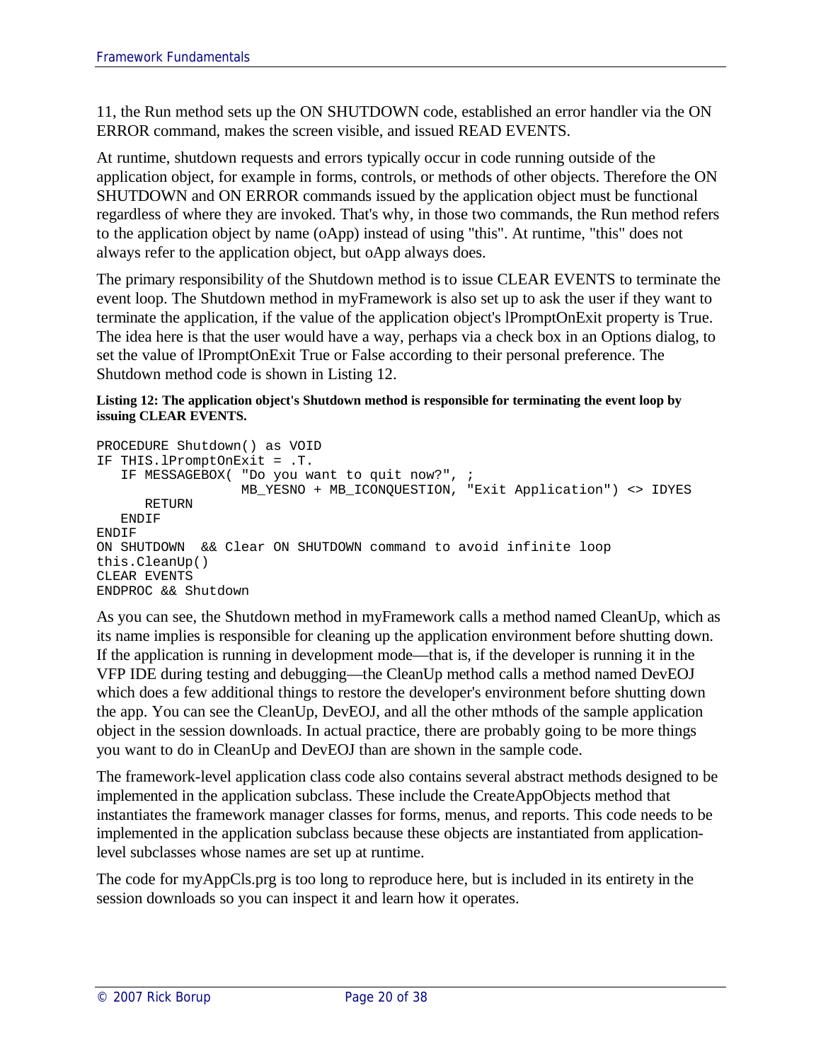11, the Run method sets up the ON SHUTDOWN code, established an error handler via the ON ERROR command, makes the screen visible, and issued READ EVENTS.

At runtime, shutdown requests and errors typically occur in code running outside of the application object, for example in forms, controls, or methods of other objects. Therefore the ON SHUTDOWN and ON ERROR commands issued by the application object must be functional regardless of where they are invoked. That's why, in those two commands, the Run method refers to the application object by name (oApp) instead of using "this". At runtime, "this" does not always refer to the application object, but oApp always does.

The primary responsibility of the Shutdown method is to issue CLEAR EVENTS to terminate the event loop. The Shutdown method in myFramework is also set up to ask the user if they want to terminate the application, if the value of the application object's lPromptOnExit property is True. The idea here is that the user would have a way, perhaps via a check box in an Options dialog, to set the value of lPromptOnExit True or False according to their personal preference. The Shutdown method code is shown in Listing 12.

**Listing 12: The application object's Shutdown method is responsible for terminating the event loop by issuing CLEAR EVENTS.**

```
PROCEDURE Shutdown() as VOID
IF THIS.lPromptOnExit = .T.
   IF MESSAGEBOX( "Do you want to quit now?", ;
                MB_YESNO + MB_ICONQUESTION, "Exit Application") <> IDYES
      RETURN
   ENDIF
ENDIF
ON SHUTDOWN  && Clear ON SHUTDOWN command to avoid infinite loop
this.CleanUp()
CLEAR EVENTS
ENDPROC && Shutdown
```

As you can see, the Shutdown method in myFramework calls a method named CleanUp, which as its name implies is responsible for cleaning up the application environment before shutting down. If the application is running in development mode—that is, if the developer is running it in the VFP IDE during testing and debugging—the CleanUp method calls a method named DevEOJ which does a few additional things to restore the developer's environment before shutting down the app. You can see the CleanUp, DevEOJ, and all the other mthods of the sample application object in the session downloads. In actual practice, there are probably going to be more things you want to do in CleanUp and DevEOJ than are shown in the sample code.

The framework-level application class code also contains several abstract methods designed to be implemented in the application subclass. These include the CreateAppObjects method that instantiates the framework manager classes for forms, menus, and reports. This code needs to be implemented in the application subclass because these objects are instantiated from application-level subclasses whose names are set up at runtime.

The code for myAppCls.prg is too long to reproduce here, but is included in its entirety in the session downloads so you can inspect it and learn how it operates.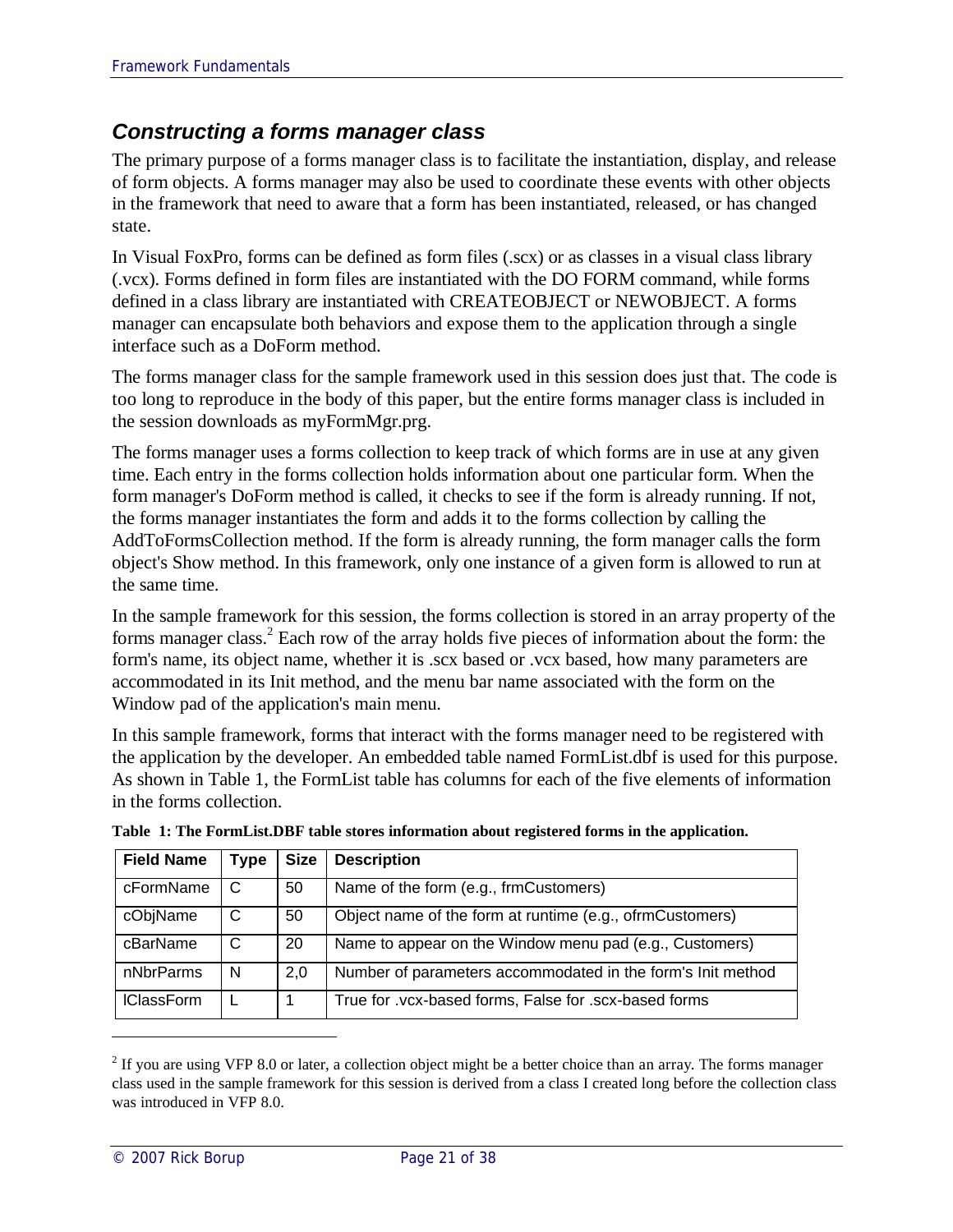## *Constructing a forms manager class*

The primary purpose of a forms manager class is to facilitate the instantiation, display, and release of form objects. A forms manager may also be used to coordinate these events with other objects in the framework that need to aware that a form has been instantiated, released, or has changed state.

In Visual FoxPro, forms can be defined as form files (.scx) or as classes in a visual class library (.vcx). Forms defined in form files are instantiated with the DO FORM command, while forms defined in a class library are instantiated with CREATEOBJECT or NEWOBJECT. A forms manager can encapsulate both behaviors and expose them to the application through a single interface such as a DoForm method.

The forms manager class for the sample framework used in this session does just that. The code is too long to reproduce in the body of this paper, but the entire forms manager class is included in the session downloads as myFormMgr.prg.

The forms manager uses a forms collection to keep track of which forms are in use at any given time. Each entry in the forms collection holds information about one particular form. When the form manager's DoForm method is called, it checks to see if the form is already running. If not, the forms manager instantiates the form and adds it to the forms collection by calling the AddToFormsCollection method. If the form is already running, the form manager calls the form object's Show method. In this framework, only one instance of a given form is allowed to run at the same time.

In the sample framework for this session, the forms collection is stored in an array property of the forms manager class.[2] Each row of the array holds five pieces of information about the form: the form's name, its object name, whether it is .scx based or .vcx based, how many parameters are accommodated in its Init method, and the menu bar name associated with the form on the Window pad of the application's main menu.

In this sample framework, forms that interact with the forms manager need to be registered with the application by the developer. An embedded table named FormList.dbf is used for this purpose. As shown in Table 1, the FormList table has columns for each of the five elements of information in the forms collection.

**Table 1: The FormList.DBF table stores information about registered forms in the application.**

| Field Name | Type | Size | Description |
|---|---|---|---|
| cFormName | C | 50 | Name of the form (e.g., frmCustomers) |
| cObjName | C | 50 | Object name of the form at runtime (e.g., ofrmCustomers) |
| cBarName | C | 20 | Name to appear on the Window menu pad (e.g., Customers) |
| nNbrParms | N | 2,0 | Number of parameters accommodated in the form's Init method |
| lClassForm | L | 1 | True for .vcx-based forms, False for .scx-based forms |

[2] If you are using VFP 8.0 or later, a collection object might be a better choice than an array. The forms manager class used in the sample framework for this session is derived from a class I created long before the collection class was introduced in VFP 8.0.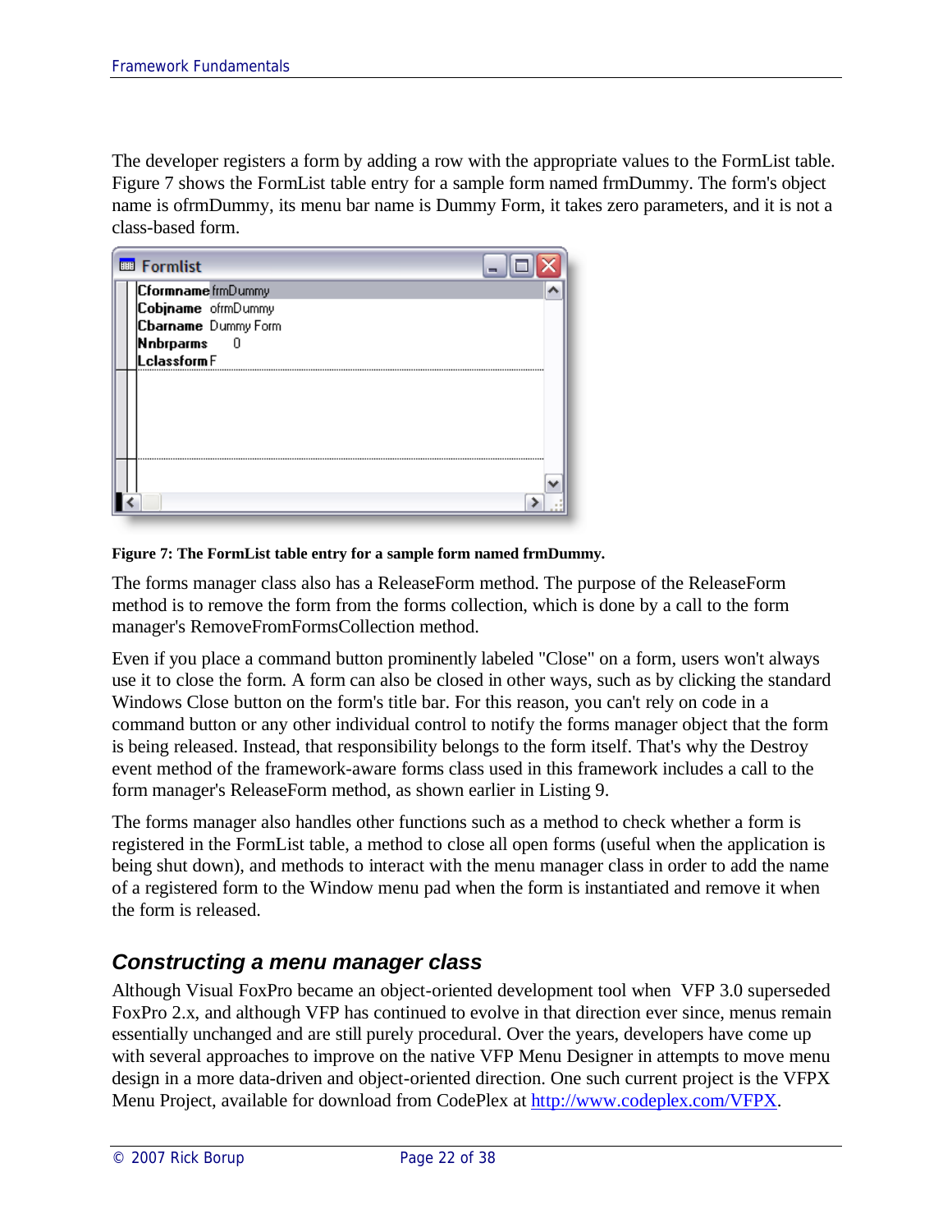The developer registers a form by adding a row with the appropriate values to the FormList table. Figure 7 shows the FormList table entry for a sample form named frmDummy. The form's object name is ofrmDummy, its menu bar name is Dummy Form, it takes zero parameters, and it is not a class-based form.

| Field | Value |
|---|---|
| Cformname | frmDummy |
| Cobjname | ofrmDummy |
| Cbarname | Dummy Form |
| Nnbrparms | 0 |
| Lclassform | F |

**Figure 7: The FormList table entry for a sample form named frmDummy.**

The forms manager class also has a ReleaseForm method. The purpose of the ReleaseForm method is to remove the form from the forms collection, which is done by a call to the form manager's RemoveFromFormsCollection method.

Even if you place a command button prominently labeled "Close" on a form, users won't always use it to close the form. A form can also be closed in other ways, such as by clicking the standard Windows Close button on the form's title bar. For this reason, you can't rely on code in a command button or any other individual control to notify the forms manager object that the form is being released. Instead, that responsibility belongs to the form itself. That's why the Destroy event method of the framework-aware forms class used in this framework includes a call to the form manager's ReleaseForm method, as shown earlier in Listing 9.

The forms manager also handles other functions such as a method to check whether a form is registered in the FormList table, a method to close all open forms (useful when the application is being shut down), and methods to interact with the menu manager class in order to add the name of a registered form to the Window menu pad when the form is instantiated and remove it when the form is released.

## *Constructing a menu manager class*

Although Visual FoxPro became an object-oriented development tool when VFP 3.0 superseded FoxPro 2.x, and although VFP has continued to evolve in that direction ever since, menus remain essentially unchanged and are still purely procedural. Over the years, developers have come up with several approaches to improve on the native VFP Menu Designer in attempts to move menu design in a more data-driven and object-oriented direction. One such current project is the VFPX Menu Project, available for download from CodePlex at http://www.codeplex.com/VFPX.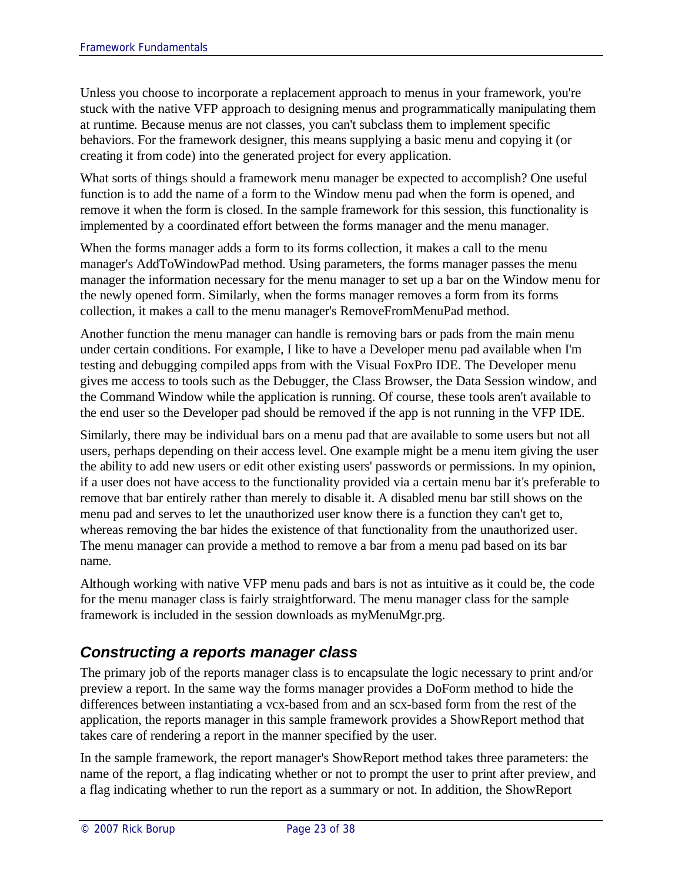Unless you choose to incorporate a replacement approach to menus in your framework, you're stuck with the native VFP approach to designing menus and programmatically manipulating them at runtime. Because menus are not classes, you can't subclass them to implement specific behaviors. For the framework designer, this means supplying a basic menu and copying it (or creating it from code) into the generated project for every application.

What sorts of things should a framework menu manager be expected to accomplish? One useful function is to add the name of a form to the Window menu pad when the form is opened, and remove it when the form is closed. In the sample framework for this session, this functionality is implemented by a coordinated effort between the forms manager and the menu manager.

When the forms manager adds a form to its forms collection, it makes a call to the menu manager's AddToWindowPad method. Using parameters, the forms manager passes the menu manager the information necessary for the menu manager to set up a bar on the Window menu for the newly opened form. Similarly, when the forms manager removes a form from its forms collection, it makes a call to the menu manager's RemoveFromMenuPad method.

Another function the menu manager can handle is removing bars or pads from the main menu under certain conditions. For example, I like to have a Developer menu pad available when I'm testing and debugging compiled apps from with the Visual FoxPro IDE. The Developer menu gives me access to tools such as the Debugger, the Class Browser, the Data Session window, and the Command Window while the application is running. Of course, these tools aren't available to the end user so the Developer pad should be removed if the app is not running in the VFP IDE.

Similarly, there may be individual bars on a menu pad that are available to some users but not all users, perhaps depending on their access level. One example might be a menu item giving the user the ability to add new users or edit other existing users' passwords or permissions. In my opinion, if a user does not have access to the functionality provided via a certain menu bar it's preferable to remove that bar entirely rather than merely to disable it. A disabled menu bar still shows on the menu pad and serves to let the unauthorized user know there is a function they can't get to, whereas removing the bar hides the existence of that functionality from the unauthorized user. The menu manager can provide a method to remove a bar from a menu pad based on its bar name.

Although working with native VFP menu pads and bars is not as intuitive as it could be, the code for the menu manager class is fairly straightforward. The menu manager class for the sample framework is included in the session downloads as myMenuMgr.prg.

## *Constructing a reports manager class*

The primary job of the reports manager class is to encapsulate the logic necessary to print and/or preview a report. In the same way the forms manager provides a DoForm method to hide the differences between instantiating a vcx-based from and an scx-based form from the rest of the application, the reports manager in this sample framework provides a ShowReport method that takes care of rendering a report in the manner specified by the user.

In the sample framework, the report manager's ShowReport method takes three parameters: the name of the report, a flag indicating whether or not to prompt the user to print after preview, and a flag indicating whether to run the report as a summary or not. In addition, the ShowReport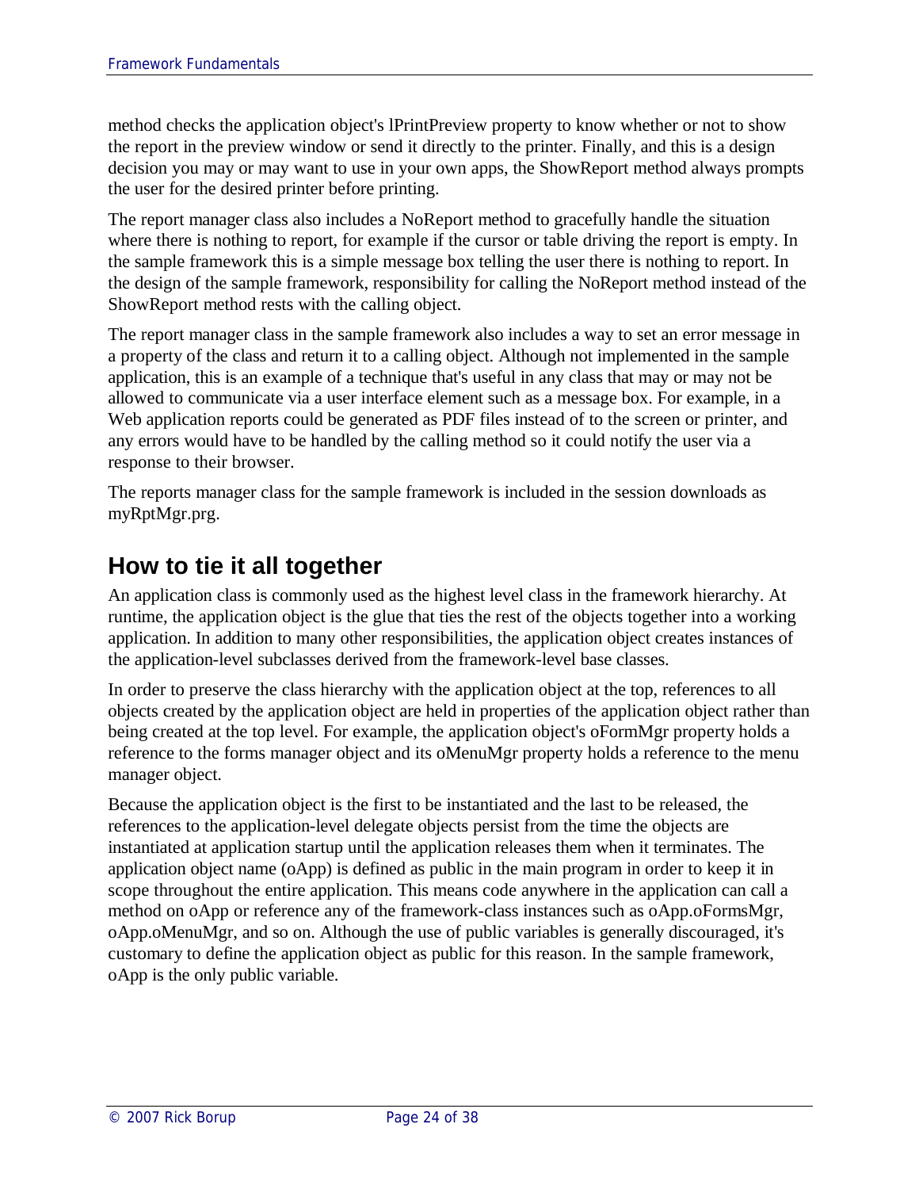method checks the application object's lPrintPreview property to know whether or not to show the report in the preview window or send it directly to the printer. Finally, and this is a design decision you may or may want to use in your own apps, the ShowReport method always prompts the user for the desired printer before printing.

The report manager class also includes a NoReport method to gracefully handle the situation where there is nothing to report, for example if the cursor or table driving the report is empty. In the sample framework this is a simple message box telling the user there is nothing to report. In the design of the sample framework, responsibility for calling the NoReport method instead of the ShowReport method rests with the calling object.

The report manager class in the sample framework also includes a way to set an error message in a property of the class and return it to a calling object. Although not implemented in the sample application, this is an example of a technique that's useful in any class that may or may not be allowed to communicate via a user interface element such as a message box. For example, in a Web application reports could be generated as PDF files instead of to the screen or printer, and any errors would have to be handled by the calling method so it could notify the user via a response to their browser.

The reports manager class for the sample framework is included in the session downloads as myRptMgr.prg.

## How to tie it all together

An application class is commonly used as the highest level class in the framework hierarchy. At runtime, the application object is the glue that ties the rest of the objects together into a working application. In addition to many other responsibilities, the application object creates instances of the application-level subclasses derived from the framework-level base classes.

In order to preserve the class hierarchy with the application object at the top, references to all objects created by the application object are held in properties of the application object rather than being created at the top level. For example, the application object's oFormMgr property holds a reference to the forms manager object and its oMenuMgr property holds a reference to the menu manager object.

Because the application object is the first to be instantiated and the last to be released, the references to the application-level delegate objects persist from the time the objects are instantiated at application startup until the application releases them when it terminates. The application object name (oApp) is defined as public in the main program in order to keep it in scope throughout the entire application. This means code anywhere in the application can call a method on oApp or reference any of the framework-class instances such as oApp.oFormsMgr, oApp.oMenuMgr, and so on. Although the use of public variables is generally discouraged, it's customary to define the application object as public for this reason. In the sample framework, oApp is the only public variable.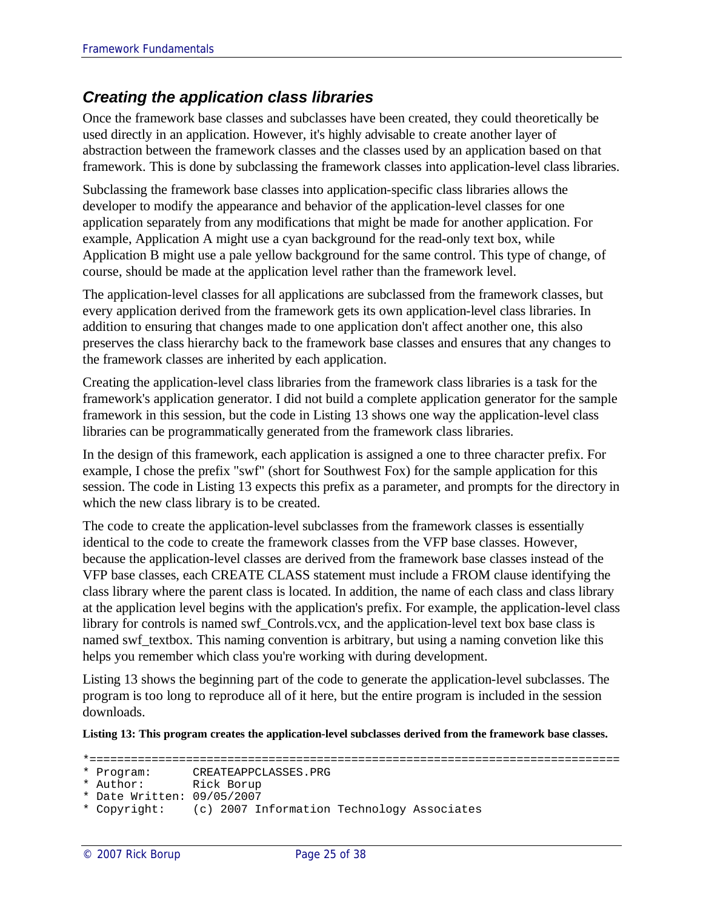### *Creating the application class libraries*

Once the framework base classes and subclasses have been created, they could theoretically be used directly in an application. However, it's highly advisable to create another layer of abstraction between the framework classes and the classes used by an application based on that framework. This is done by subclassing the framework classes into application-level class libraries.

Subclassing the framework base classes into application-specific class libraries allows the developer to modify the appearance and behavior of the application-level classes for one application separately from any modifications that might be made for another application. For example, Application A might use a cyan background for the read-only text box, while Application B might use a pale yellow background for the same control. This type of change, of course, should be made at the application level rather than the framework level.

The application-level classes for all applications are subclassed from the framework classes, but every application derived from the framework gets its own application-level class libraries. In addition to ensuring that changes made to one application don't affect another one, this also preserves the class hierarchy back to the framework base classes and ensures that any changes to the framework classes are inherited by each application.

Creating the application-level class libraries from the framework class libraries is a task for the framework's application generator. I did not build a complete application generator for the sample framework in this session, but the code in Listing 13 shows one way the application-level class libraries can be programmatically generated from the framework class libraries.

In the design of this framework, each application is assigned a one to three character prefix. For example, I chose the prefix "swf" (short for Southwest Fox) for the sample application for this session. The code in Listing 13 expects this prefix as a parameter, and prompts for the directory in which the new class library is to be created.

The code to create the application-level subclasses from the framework classes is essentially identical to the code to create the framework classes from the VFP base classes. However, because the application-level classes are derived from the framework base classes instead of the VFP base classes, each CREATE CLASS statement must include a FROM clause identifying the class library where the parent class is located. In addition, the name of each class and class library at the application level begins with the application's prefix. For example, the application-level class library for controls is named swf_Controls.vcx, and the application-level text box base class is named swf_textbox. This naming convention is arbitrary, but using a naming convetion like this helps you remember which class you're working with during development.

Listing 13 shows the beginning part of the code to generate the application-level subclasses. The program is too long to reproduce all of it here, but the entire program is included in the session downloads.

**Listing 13: This program creates the application-level subclasses derived from the framework base classes.**

```
*==============================================================================
* Program:      CREATEAPPCLASSES.PRG
* Author:       Rick Borup
* Date Written: 09/05/2007
* Copyright:    (c) 2007 Information Technology Associates
```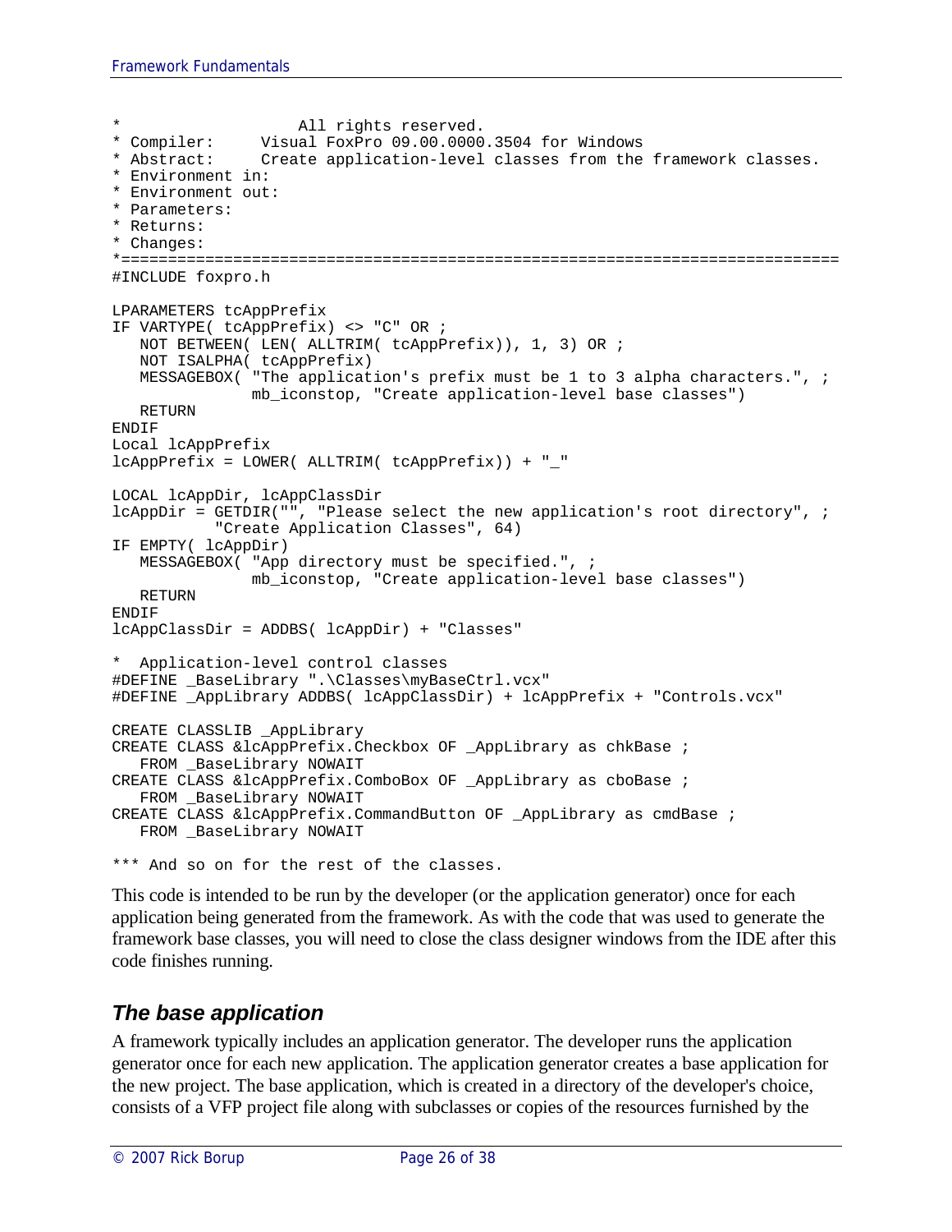```
*                  All rights reserved.
* Compiler:     Visual FoxPro 09.00.0000.3504 for Windows
* Abstract:     Create application-level classes from the framework classes.
* Environment in:
* Environment out:
* Parameters:
* Returns:
* Changes:
*============================================================================
#INCLUDE foxpro.h

LPARAMETERS tcAppPrefix
IF VARTYPE( tcAppPrefix) <> "C" OR ;
   NOT BETWEEN( LEN( ALLTRIM( tcAppPrefix)), 1, 3) OR ;
   NOT ISALPHA( tcAppPrefix)
   MESSAGEBOX( "The application's prefix must be 1 to 3 alpha characters.", ;
               mb_iconstop, "Create application-level base classes")
   RETURN
ENDIF
Local lcAppPrefix
lcAppPrefix = LOWER( ALLTRIM( tcAppPrefix)) + "_"

LOCAL lcAppDir, lcAppClassDir
lcAppDir = GETDIR("", "Please select the new application's root directory", ;
          "Create Application Classes", 64)
IF EMPTY( lcAppDir)
   MESSAGEBOX( "App directory must be specified.", ;
               mb_iconstop, "Create application-level base classes")
   RETURN
ENDIF
lcAppClassDir = ADDBS( lcAppDir) + "Classes"

*  Application-level control classes
#DEFINE _BaseLibrary ".\Classes\myBaseCtrl.vcx"
#DEFINE _AppLibrary ADDBS( lcAppClassDir) + lcAppPrefix + "Controls.vcx"

CREATE CLASSLIB _AppLibrary
CREATE CLASS &lcAppPrefix.Checkbox OF _AppLibrary as chkBase ;
   FROM _BaseLibrary NOWAIT
CREATE CLASS &lcAppPrefix.ComboBox OF _AppLibrary as cboBase ;
   FROM _BaseLibrary NOWAIT
CREATE CLASS &lcAppPrefix.CommandButton OF _AppLibrary as cmdBase ;
   FROM _BaseLibrary NOWAIT

*** And so on for the rest of the classes.
```

This code is intended to be run by the developer (or the application generator) once for each application being generated from the framework. As with the code that was used to generate the framework base classes, you will need to close the class designer windows from the IDE after this code finishes running.

## *The base application*

A framework typically includes an application generator. The developer runs the application generator once for each new application. The application generator creates a base application for the new project. The base application, which is created in a directory of the developer's choice, consists of a VFP project file along with subclasses or copies of the resources furnished by the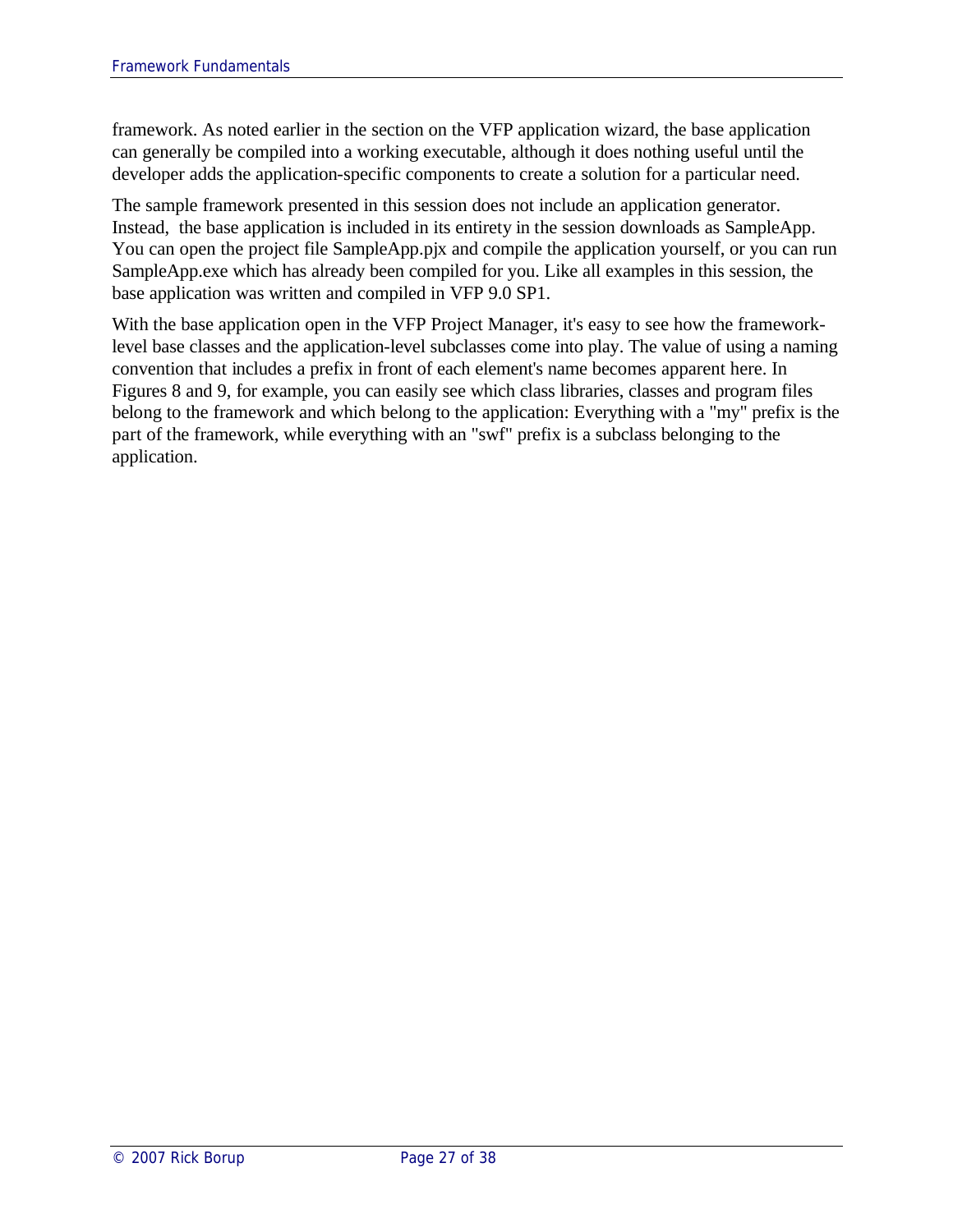framework. As noted earlier in the section on the VFP application wizard, the base application can generally be compiled into a working executable, although it does nothing useful until the developer adds the application-specific components to create a solution for a particular need.

The sample framework presented in this session does not include an application generator. Instead, the base application is included in its entirety in the session downloads as SampleApp. You can open the project file SampleApp.pjx and compile the application yourself, or you can run SampleApp.exe which has already been compiled for you. Like all examples in this session, the base application was written and compiled in VFP 9.0 SP1.

With the base application open in the VFP Project Manager, it's easy to see how the framework-level base classes and the application-level subclasses come into play. The value of using a naming convention that includes a prefix in front of each element's name becomes apparent here. In Figures 8 and 9, for example, you can easily see which class libraries, classes and program files belong to the framework and which belong to the application: Everything with a "my" prefix is the part of the framework, while everything with an "swf" prefix is a subclass belonging to the application.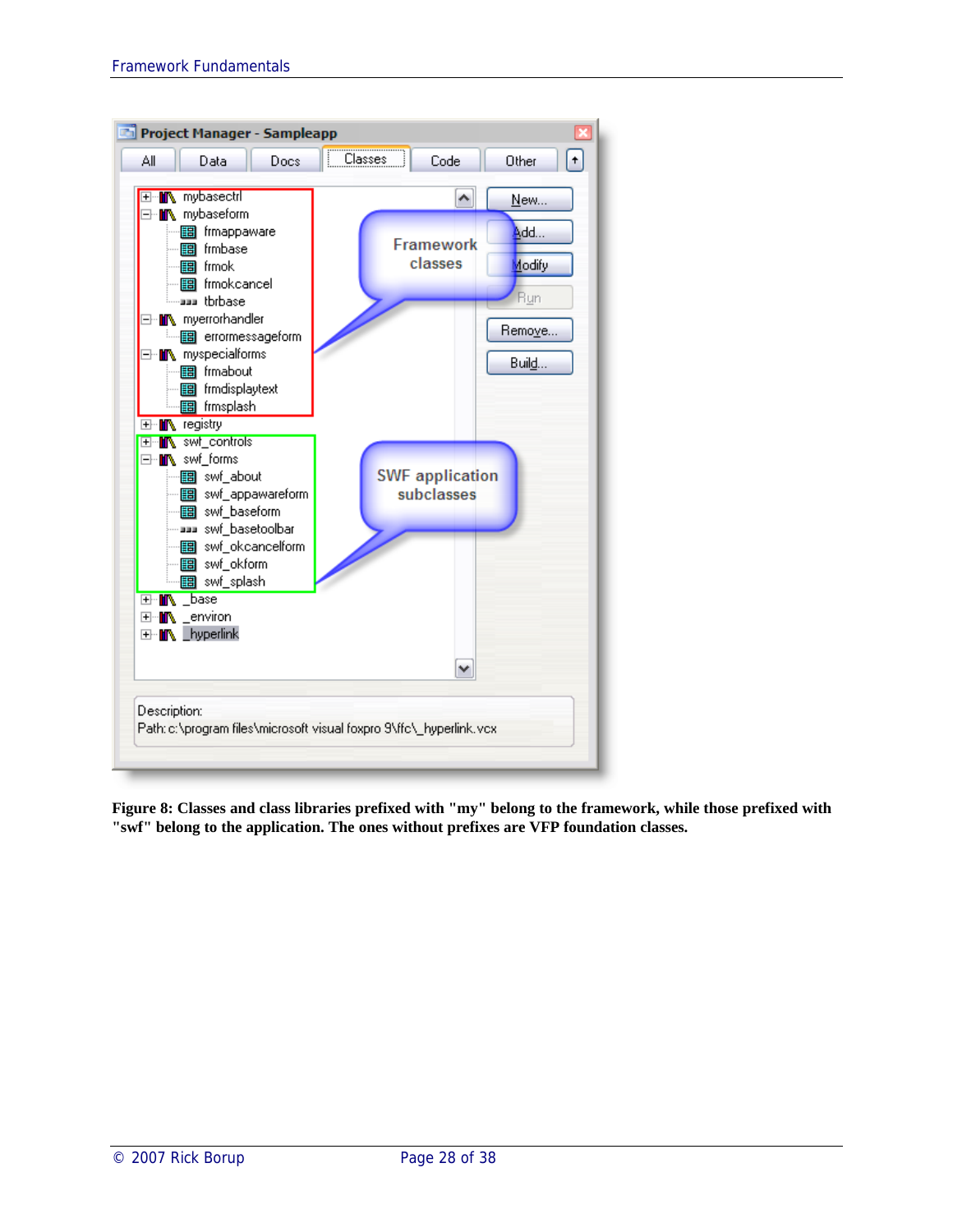**Figure 8: Classes and class libraries prefixed with "my" belong to the framework, while those prefixed with "swf" belong to the application. The ones without prefixes are VFP foundation classes.**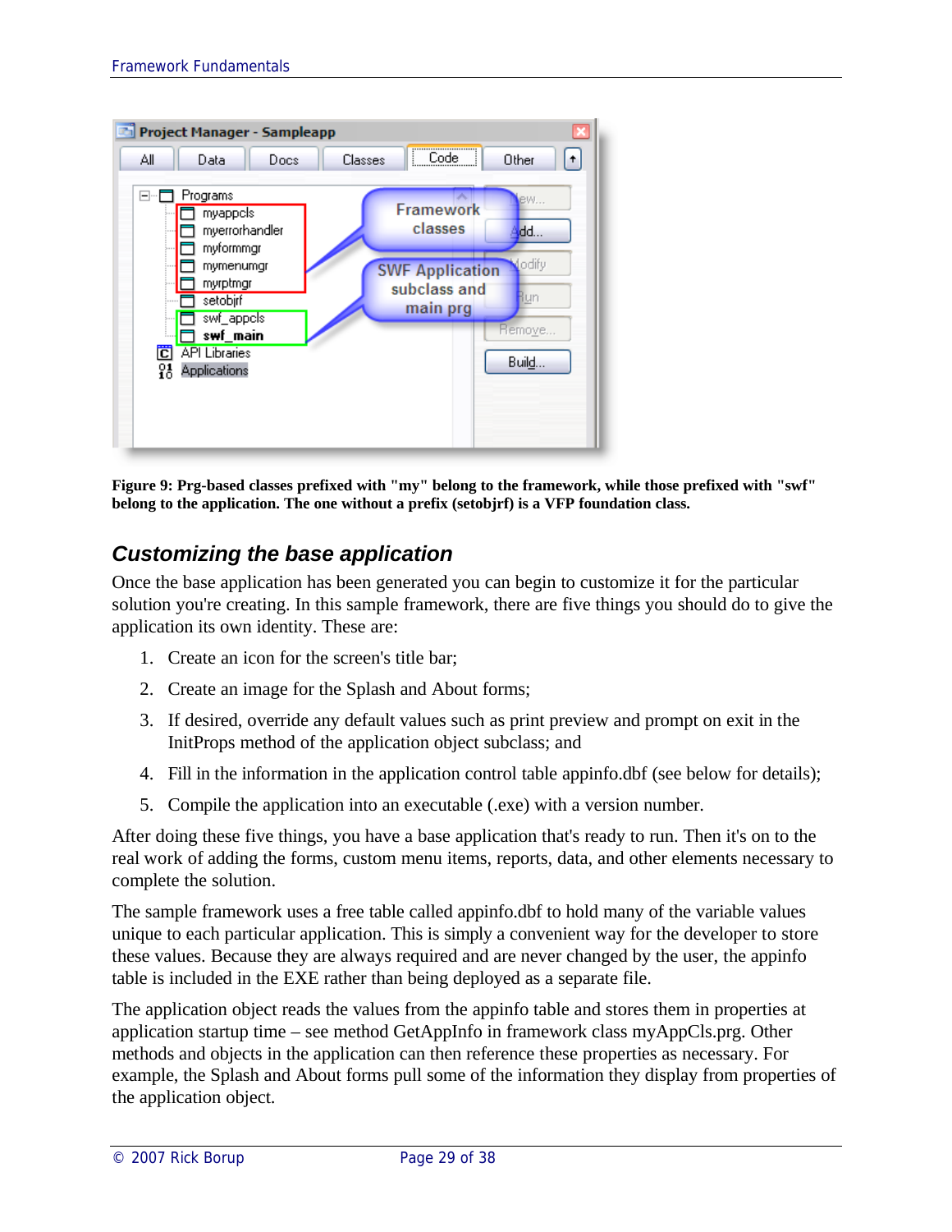**Figure 9: Prg-based classes prefixed with "my" belong to the framework, while those prefixed with "swf" belong to the application. The one without a prefix (setobjrf) is a VFP foundation class.**

## *Customizing the base application*

Once the base application has been generated you can begin to customize it for the particular solution you're creating. In this sample framework, there are five things you should do to give the application its own identity. These are:

1. Create an icon for the screen's title bar;
2. Create an image for the Splash and About forms;
3. If desired, override any default values such as print preview and prompt on exit in the InitProps method of the application object subclass; and
4. Fill in the information in the application control table appinfo.dbf (see below for details);
5. Compile the application into an executable (.exe) with a version number.

After doing these five things, you have a base application that's ready to run. Then it's on to the real work of adding the forms, custom menu items, reports, data, and other elements necessary to complete the solution.

The sample framework uses a free table called appinfo.dbf to hold many of the variable values unique to each particular application. This is simply a convenient way for the developer to store these values. Because they are always required and are never changed by the user, the appinfo table is included in the EXE rather than being deployed as a separate file.

The application object reads the values from the appinfo table and stores them in properties at application startup time – see method GetAppInfo in framework class myAppCls.prg. Other methods and objects in the application can then reference these properties as necessary. For example, the Splash and About forms pull some of the information they display from properties of the application object.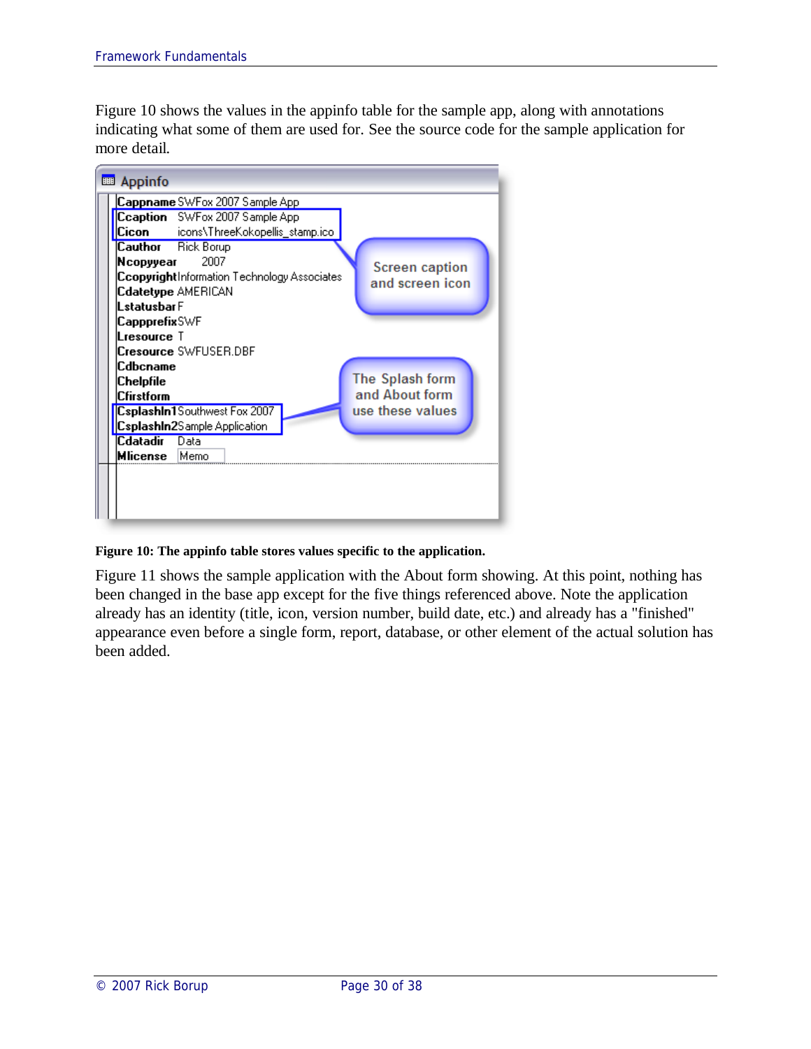Figure 10 shows the values in the appinfo table for the sample app, along with annotations indicating what some of them are used for. See the source code for the sample application for more detail.

Figure 10: The appinfo table stores values specific to the application.

Figure 11 shows the sample application with the About form showing. At this point, nothing has been changed in the base app except for the five things referenced above. Note the application already has an identity (title, icon, version number, build date, etc.) and already has a "finished" appearance even before a single form, report, database, or other element of the actual solution has been added.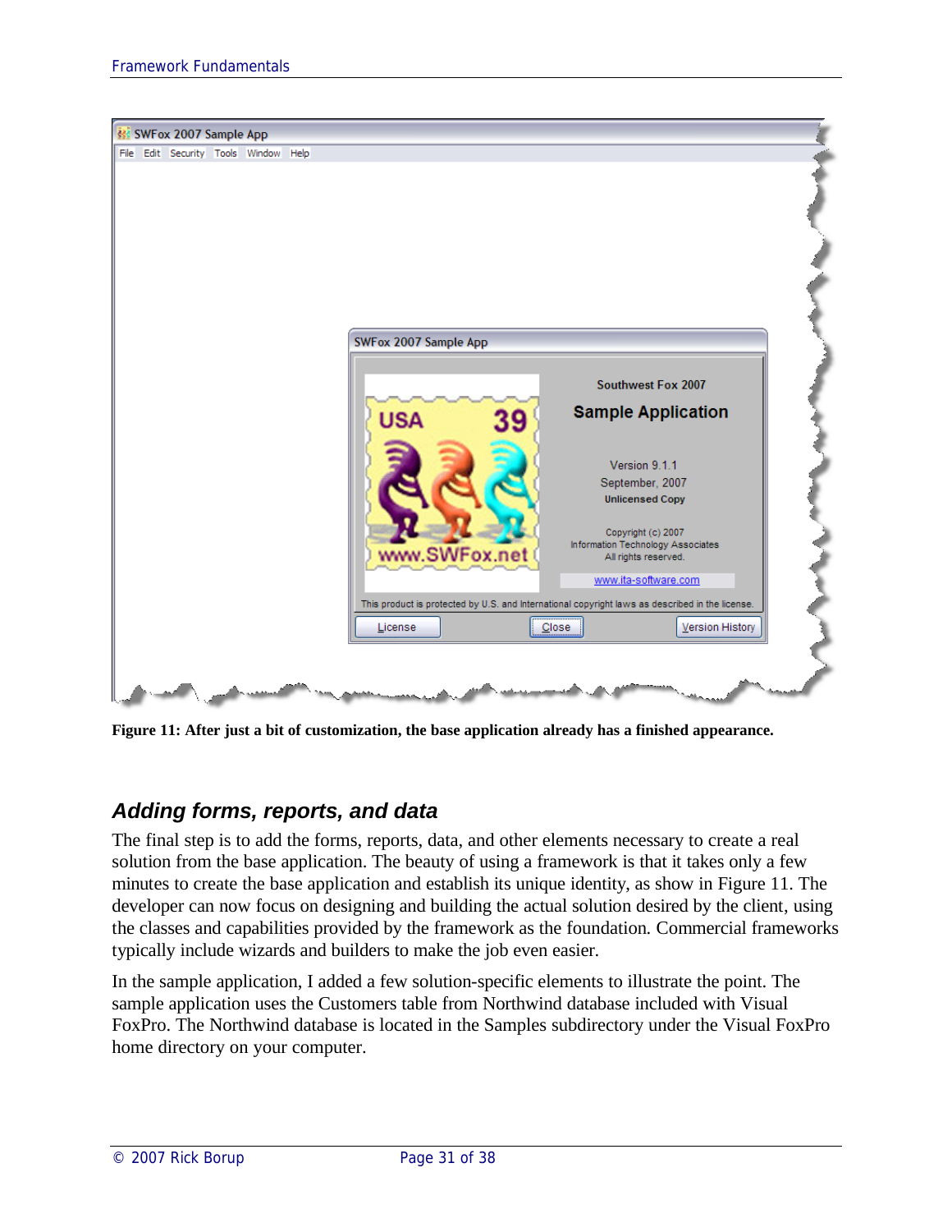Figure 11: After just a bit of customization, the base application already has a finished appearance.

### Adding forms, reports, and data

The final step is to add the forms, reports, data, and other elements necessary to create a real solution from the base application. The beauty of using a framework is that it takes only a few minutes to create the base application and establish its unique identity, as show in Figure 11. The developer can now focus on designing and building the actual solution desired by the client, using the classes and capabilities provided by the framework as the foundation. Commercial frameworks typically include wizards and builders to make the job even easier.

In the sample application, I added a few solution-specific elements to illustrate the point. The sample application uses the Customers table from Northwind database included with Visual FoxPro. The Northwind database is located in the Samples subdirectory under the Visual FoxPro home directory on your computer.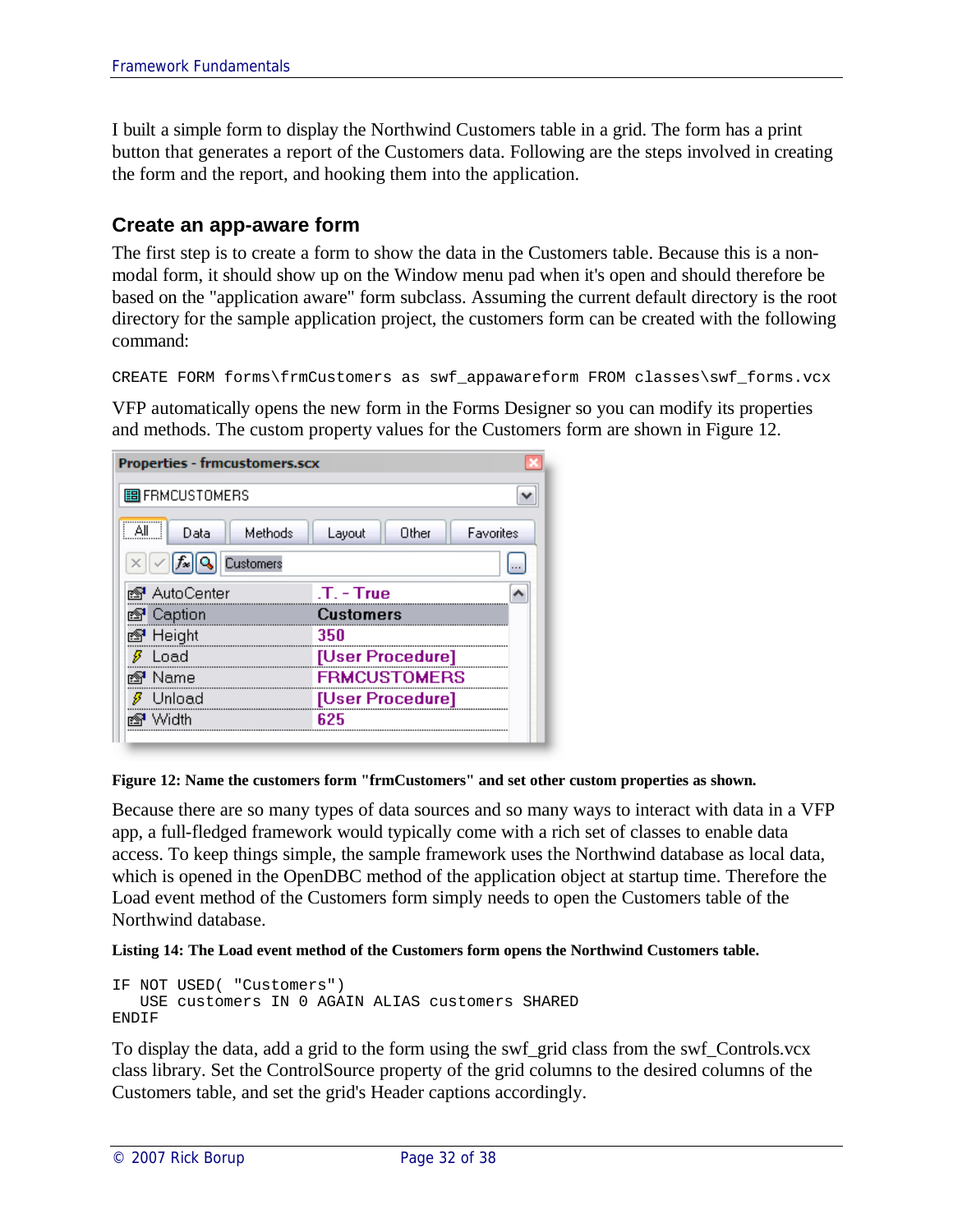I built a simple form to display the Northwind Customers table in a grid. The form has a print button that generates a report of the Customers data. Following are the steps involved in creating the form and the report, and hooking them into the application.

## Create an app-aware form

The first step is to create a form to show the data in the Customers table. Because this is a non-modal form, it should show up on the Window menu pad when it's open and should therefore be based on the "application aware" form subclass. Assuming the current default directory is the root directory for the sample application project, the customers form can be created with the following command:

```
CREATE FORM forms\frmCustomers as swf_appawareform FROM classes\swf_forms.vcx
```

VFP automatically opens the new form in the Forms Designer so you can modify its properties and methods. The custom property values for the Customers form are shown in Figure 12.

**Figure 12: Name the customers form "frmCustomers" and set other custom properties as shown.**

Because there are so many types of data sources and so many ways to interact with data in a VFP app, a full-fledged framework would typically come with a rich set of classes to enable data access. To keep things simple, the sample framework uses the Northwind database as local data, which is opened in the OpenDBC method of the application object at startup time. Therefore the Load event method of the Customers form simply needs to open the Customers table of the Northwind database.

**Listing 14: The Load event method of the Customers form opens the Northwind Customers table.**

```
IF NOT USED( "Customers")
   USE customers IN 0 AGAIN ALIAS customers SHARED
ENDIF
```

To display the data, add a grid to the form using the swf_grid class from the swf_Controls.vcx class library. Set the ControlSource property of the grid columns to the desired columns of the Customers table, and set the grid's Header captions accordingly.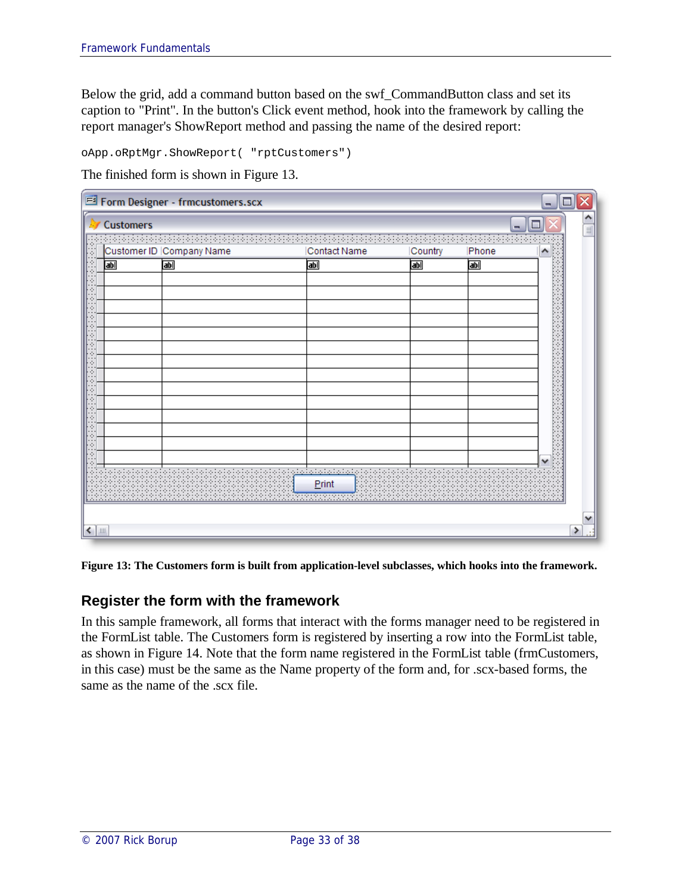Below the grid, add a command button based on the swf_CommandButton class and set its caption to "Print". In the button's Click event method, hook into the framework by calling the report manager's ShowReport method and passing the name of the desired report:

```
oApp.oRptMgr.ShowReport( "rptCustomers")
```

The finished form is shown in Figure 13.

**Figure 13: The Customers form is built from application-level subclasses, which hooks into the framework.**

## Register the form with the framework

In this sample framework, all forms that interact with the forms manager need to be registered in the FormList table. The Customers form is registered by inserting a row into the FormList table, as shown in Figure 14. Note that the form name registered in the FormList table (frmCustomers, in this case) must be the same as the Name property of the form and, for .scx-based forms, the same as the name of the .scx file.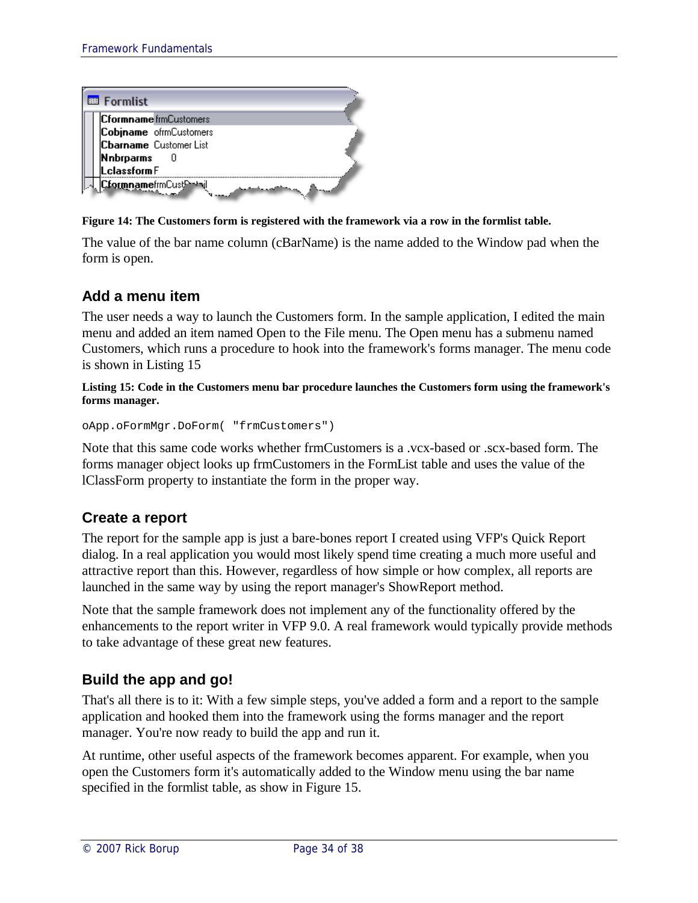Figure 14: **The Customers form is registered with the framework via a row in the formlist table.**

The value of the bar name column (cBarName) is the name added to the Window pad when the form is open.

### Add a menu item

The user needs a way to launch the Customers form. In the sample application, I edited the main menu and added an item named Open to the File menu. The Open menu has a submenu named Customers, which runs a procedure to hook into the framework's forms manager. The menu code is shown in Listing 15

**Listing 15: Code in the Customers menu bar procedure launches the Customers form using the framework's forms manager.**

```
oApp.oFormMgr.DoForm( "frmCustomers")
```

Note that this same code works whether frmCustomers is a .vcx-based or .scx-based form. The forms manager object looks up frmCustomers in the FormList table and uses the value of the lClassForm property to instantiate the form in the proper way.

### Create a report

The report for the sample app is just a bare-bones report I created using VFP's Quick Report dialog. In a real application you would most likely spend time creating a much more useful and attractive report than this. However, regardless of how simple or how complex, all reports are launched in the same way by using the report manager's ShowReport method.

Note that the sample framework does not implement any of the functionality offered by the enhancements to the report writer in VFP 9.0. A real framework would typically provide methods to take advantage of these great new features.

### Build the app and go!

That's all there is to it: With a few simple steps, you've added a form and a report to the sample application and hooked them into the framework using the forms manager and the report manager. You're now ready to build the app and run it.

At runtime, other useful aspects of the framework becomes apparent. For example, when you open the Customers form it's automatically added to the Window menu using the bar name specified in the formlist table, as show in Figure 15.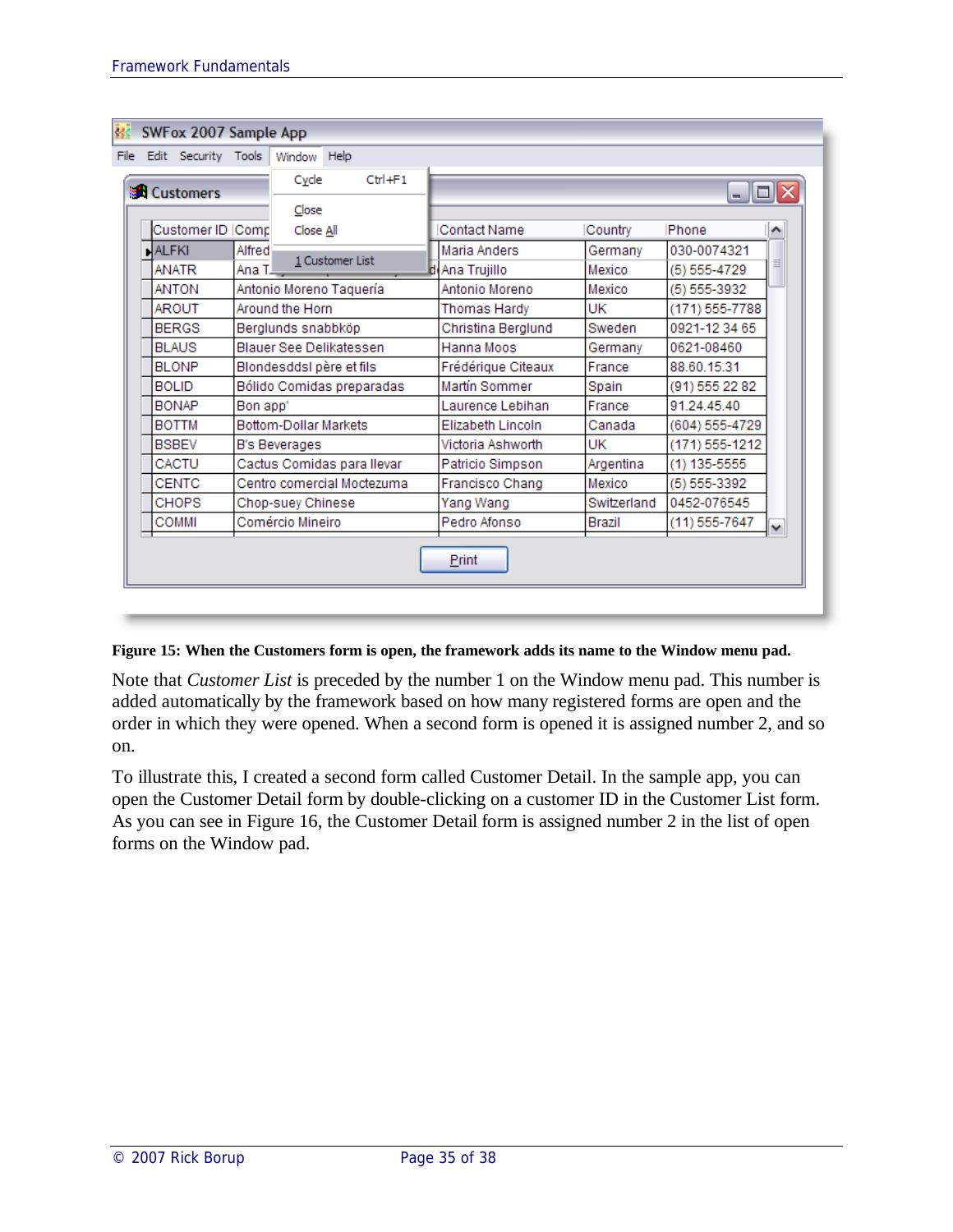**Figure 15: When the Customers form is open, the framework adds its name to the Window menu pad.**

Note that *Customer List* is preceded by the number 1 on the Window menu pad. This number is added automatically by the framework based on how many registered forms are open and the order in which they were opened. When a second form is opened it is assigned number 2, and so on.

To illustrate this, I created a second form called Customer Detail. In the sample app, you can open the Customer Detail form by double-clicking on a customer ID in the Customer List form. As you can see in Figure 16, the Customer Detail form is assigned number 2 in the list of open forms on the Window pad.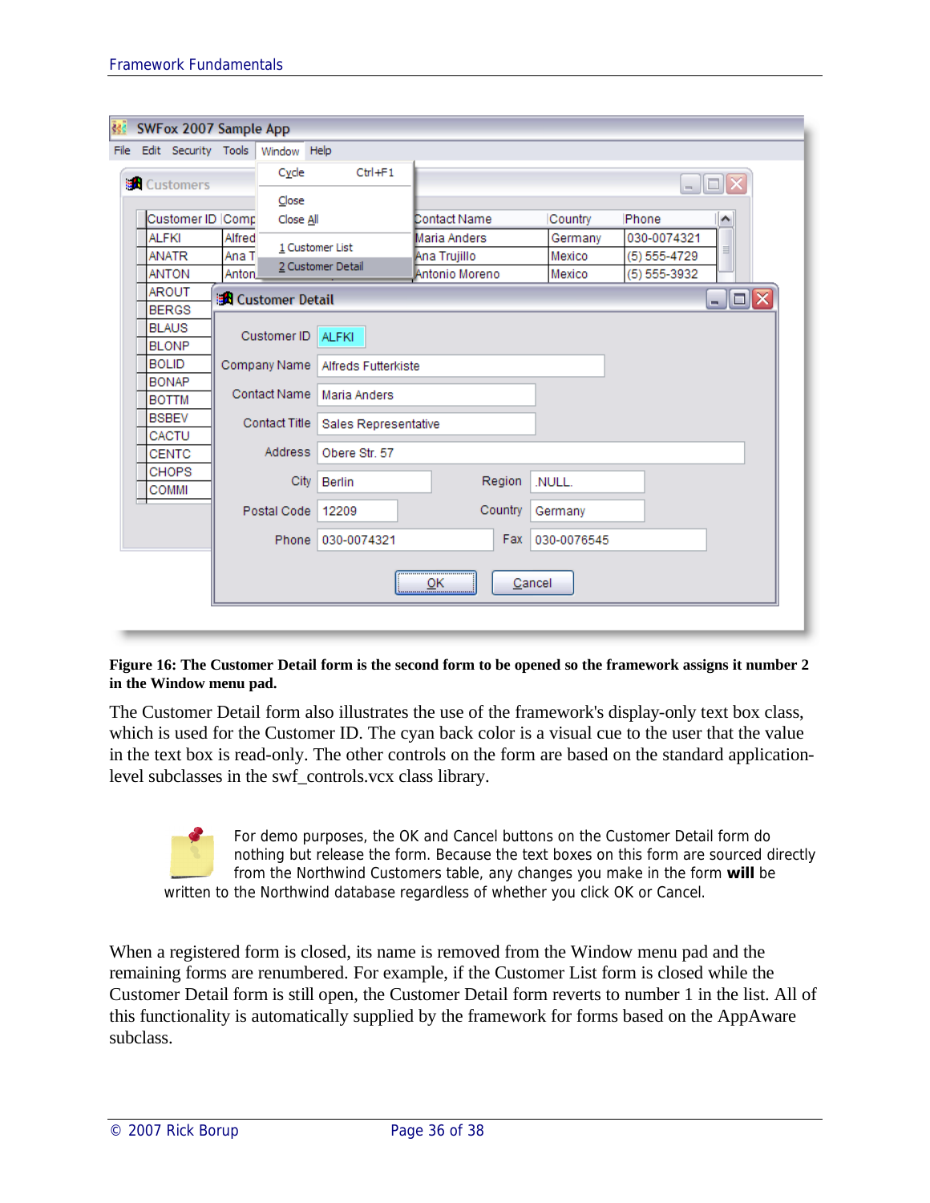**Figure 16: The Customer Detail form is the second form to be opened so the framework assigns it number 2 in the Window menu pad.**

The Customer Detail form also illustrates the use of the framework's display-only text box class, which is used for the Customer ID. The cyan back color is a visual cue to the user that the value in the text box is read-only. The other controls on the form are based on the standard application-level subclasses in the swf_controls.vcx class library.

For demo purposes, the OK and Cancel buttons on the Customer Detail form do nothing but release the form. Because the text boxes on this form are sourced directly from the Northwind Customers table, any changes you make in the form **will** be written to the Northwind database regardless of whether you click OK or Cancel.

When a registered form is closed, its name is removed from the Window menu pad and the remaining forms are renumbered. For example, if the Customer List form is closed while the Customer Detail form is still open, the Customer Detail form reverts to number 1 in the list. All of this functionality is automatically supplied by the framework for forms based on the AppAware subclass.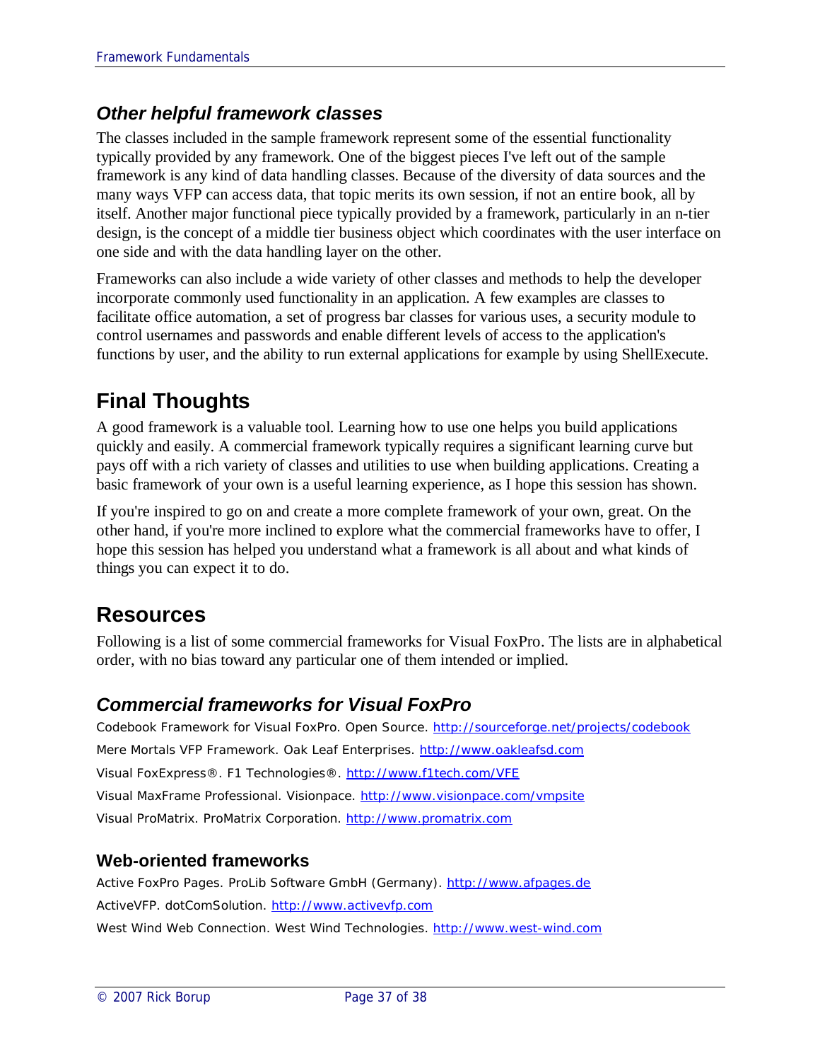### *Other helpful framework classes*

The classes included in the sample framework represent some of the essential functionality typically provided by any framework. One of the biggest pieces I've left out of the sample framework is any kind of data handling classes. Because of the diversity of data sources and the many ways VFP can access data, that topic merits its own session, if not an entire book, all by itself. Another major functional piece typically provided by a framework, particularly in an n-tier design, is the concept of a middle tier business object which coordinates with the user interface on one side and with the data handling layer on the other.

Frameworks can also include a wide variety of other classes and methods to help the developer incorporate commonly used functionality in an application. A few examples are classes to facilitate office automation, a set of progress bar classes for various uses, a security module to control usernames and passwords and enable different levels of access to the application's functions by user, and the ability to run external applications for example by using ShellExecute.

## Final Thoughts

A good framework is a valuable tool. Learning how to use one helps you build applications quickly and easily. A commercial framework typically requires a significant learning curve but pays off with a rich variety of classes and utilities to use when building applications. Creating a basic framework of your own is a useful learning experience, as I hope this session has shown.

If you're inspired to go on and create a more complete framework of your own, great. On the other hand, if you're more inclined to explore what the commercial frameworks have to offer, I hope this session has helped you understand what a framework is all about and what kinds of things you can expect it to do.

## Resources

Following is a list of some commercial frameworks for Visual FoxPro. The lists are in alphabetical order, with no bias toward any particular one of them intended or implied.

### *Commercial frameworks for Visual FoxPro*

Codebook Framework for Visual FoxPro. Open Source. http://sourceforge.net/projects/codebook

Mere Mortals VFP Framework. Oak Leaf Enterprises. http://www.oakleafsd.com

Visual FoxExpress®. F1 Technologies®. http://www.f1tech.com/VFE

Visual MaxFrame Professional. Visionpace. http://www.visionpace.com/vmpsite

Visual ProMatrix. ProMatrix Corporation. http://www.promatrix.com

#### Web-oriented frameworks

Active FoxPro Pages. ProLib Software GmbH (Germany). http://www.afpages.de

ActiveVFP. dotComSolution. http://www.activevfp.com

West Wind Web Connection. West Wind Technologies. http://www.west-wind.com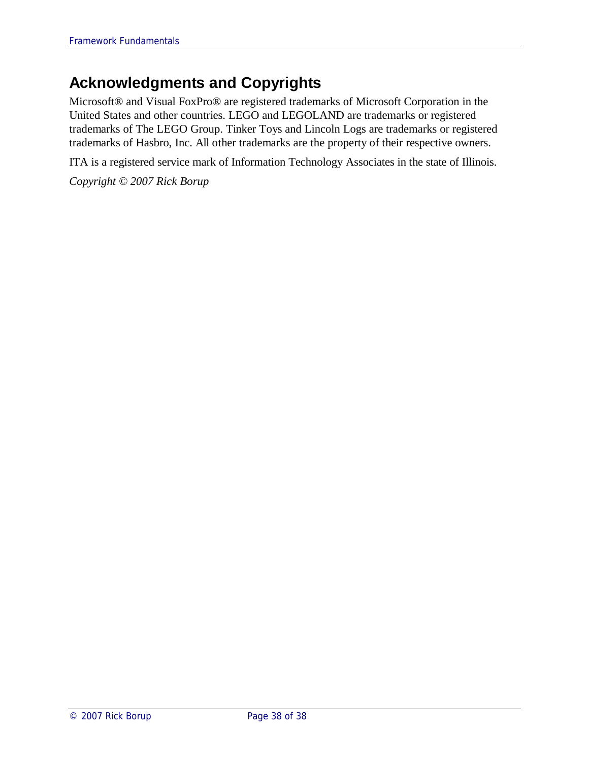## Acknowledgments and Copyrights

Microsoft® and Visual FoxPro® are registered trademarks of Microsoft Corporation in the United States and other countries. LEGO and LEGOLAND are trademarks or registered trademarks of The LEGO Group. Tinker Toys and Lincoln Logs are trademarks or registered trademarks of Hasbro, Inc. All other trademarks are the property of their respective owners.

ITA is a registered service mark of Information Technology Associates in the state of Illinois.

*Copyright © 2007 Rick Borup*